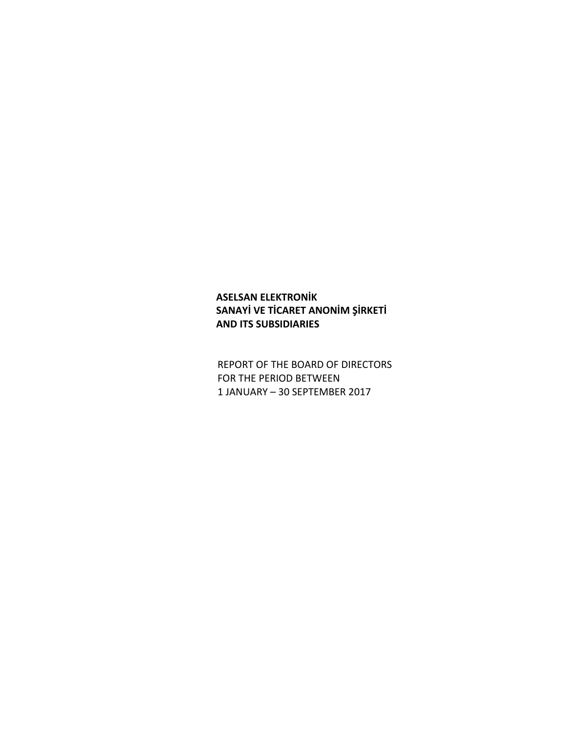**ASELSAN ELEKTRONİK**
**SANAYİ VE TİCARET ANONİM ŞİRKETİ**
**AND ITS SUBSIDIARIES**

REPORT OF THE BOARD OF DIRECTORS
FOR THE PERIOD BETWEEN
1 JANUARY – 30 SEPTEMBER 2017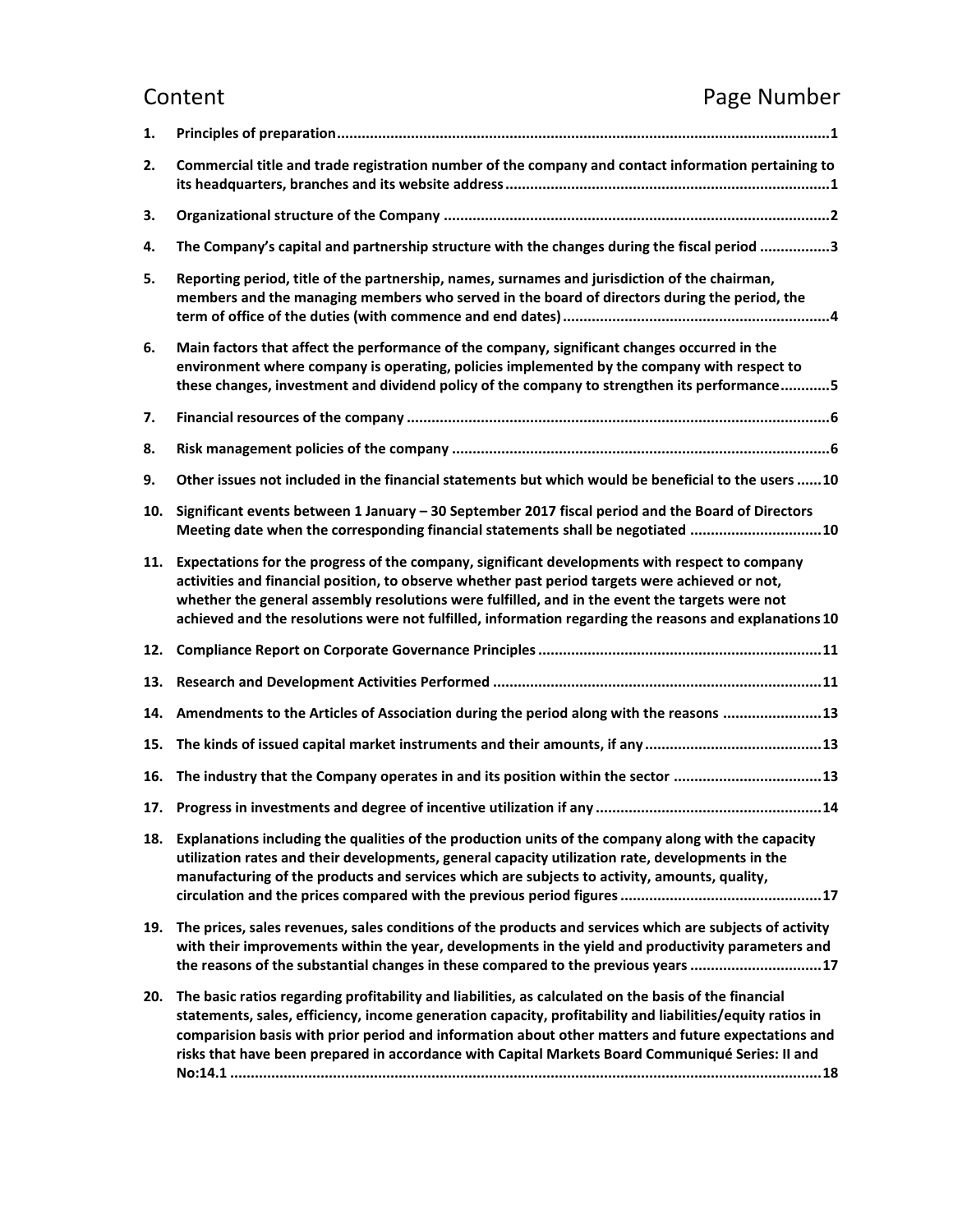# Content Page Number

| | Content | Page Number |
|---|---|---|
| 1. | **Principles of preparation** | 1 |
| 2. | **Commercial title and trade registration number of the company and contact information pertaining to its headquarters, branches and its website address** | 1 |
| 3. | **Organizational structure of the Company** | 2 |
| 4. | **The Company's capital and partnership structure with the changes during the fiscal period** | 3 |
| 5. | **Reporting period, title of the partnership, names, surnames and jurisdiction of the chairman, members and the managing members who served in the board of directors during the period, the term of office of the duties (with commence and end dates)** | 4 |
| 6. | **Main factors that affect the performance of the company, significant changes occurred in the environment where company is operating, policies implemented by the company with respect to these changes, investment and dividend policy of the company to strengthen its performance** | 5 |
| 7. | **Financial resources of the company** | 6 |
| 8. | **Risk management policies of the company** | 6 |
| 9. | **Other issues not included in the financial statements but which would be beneficial to the users** | 10 |
| 10. | **Significant events between 1 January – 30 September 2017 fiscal period and the Board of Directors Meeting date when the corresponding financial statements shall be negotiated** | 10 |
| 11. | **Expectations for the progress of the company, significant developments with respect to company activities and financial position, to observe whether past period targets were achieved or not, whether the general assembly resolutions were fulfilled, and in the event the targets were not achieved and the resolutions were not fulfilled, information regarding the reasons and explanations** | 10 |
| 12. | **Compliance Report on Corporate Governance Principles** | 11 |
| 13. | **Research and Development Activities Performed** | 11 |
| 14. | **Amendments to the Articles of Association during the period along with the reasons** | 13 |
| 15. | **The kinds of issued capital market instruments and their amounts, if any** | 13 |
| 16. | **The industry that the Company operates in and its position within the sector** | 13 |
| 17. | **Progress in investments and degree of incentive utilization if any** | 14 |
| 18. | **Explanations including the qualities of the production units of the company along with the capacity utilization rates and their developments, general capacity utilization rate, developments in the manufacturing of the products and services which are subjects to activity, amounts, quality, circulation and the prices compared with the previous period figures** | 17 |
| 19. | **The prices, sales revenues, sales conditions of the products and services which are subjects of activity with their improvements within the year, developments in the yield and productivity parameters and the reasons of the substantial changes in these compared to the previous years** | 17 |
| 20. | **The basic ratios regarding profitability and liabilities, as calculated on the basis of the financial statements, sales, efficiency, income generation capacity, profitability and liabilities/equity ratios in comparision basis with prior period and information about other matters and future expectations and risks that have been prepared in accordance with Capital Markets Board Communiqué Series: II and No:14.1** | 18 |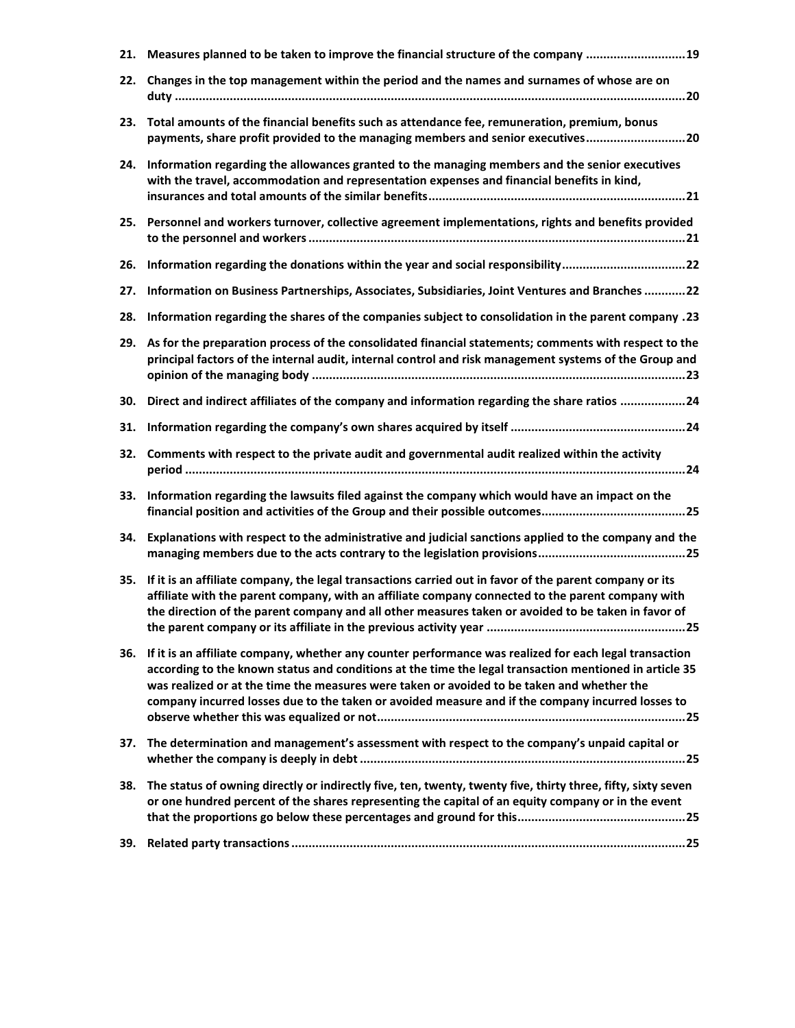21. **Measures planned to be taken to improve the financial structure of the company ............................19**
22. **Changes in the top management within the period and the names and surnames of whose are on duty .....................................................................................................................................20**
23. **Total amounts of the financial benefits such as attendance fee, remuneration, premium, bonus payments, share profit provided to the managing members and senior executives............................20**
24. **Information regarding the allowances granted to the managing members and the senior executives with the travel, accommodation and representation expenses and financial benefits in kind, insurances and total amounts of the similar benefits..........................................................................21**
25. **Personnel and workers turnover, collective agreement implementations, rights and benefits provided to the personnel and workers ............................................................................................................21**
26. **Information regarding the donations within the year and social responsibility...................................22**
27. **Information on Business Partnerships, Associates, Subsidiaries, Joint Ventures and Branches ...........22**
28. **Information regarding the shares of the companies subject to consolidation in the parent company .23**
29. **As for the preparation process of the consolidated financial statements; comments with respect to the principal factors of the internal audit, internal control and risk management systems of the Group and opinion of the managing body ...........................................................................................................23**
30. **Direct and indirect affiliates of the company and information regarding the share ratios ..................24**
31. **Information regarding the company's own shares acquired by itself ..................................................24**
32. **Comments with respect to the private audit and governmental audit realized within the activity period ...............................................................................................................................................24**
33. **Information regarding the lawsuits filed against the company which would have an impact on the financial position and activities of the Group and their possible outcomes.........................................25**
34. **Explanations with respect to the administrative and judicial sanctions applied to the company and the managing members due to the acts contrary to the legislation provisions..........................................25**
35. **If it is an affiliate company, the legal transactions carried out in favor of the parent company or its affiliate with the parent company, with an affiliate company connected to the parent company with the direction of the parent company and all other measures taken or avoided to be taken in favor of the parent company or its affiliate in the previous activity year .........................................................25**
36. **If it is an affiliate company, whether any counter performance was realized for each legal transaction according to the known status and conditions at the time the legal transaction mentioned in article 35 was realized or at the time the measures were taken or avoided to be taken and whether the company incurred losses due to the taken or avoided measure and if the company incurred losses to observe whether this was equalized or not.........................................................................................25**
37. **The determination and management's assessment with respect to the company's unpaid capital or whether the company is deeply in debt .............................................................................................25**
38. **The status of owning directly or indirectly five, ten, twenty, twenty five, thirty three, fifty, sixty seven or one hundred percent of the shares representing the capital of an equity company or in the event that the proportions go below these percentages and ground for this................................................25**
39. **Related party transactions .................................................................................................................25**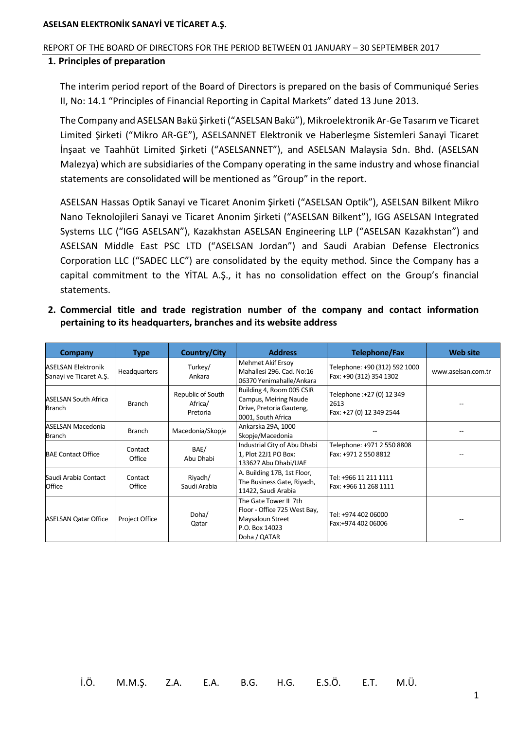## 1. Principles of preparation

The interim period report of the Board of Directors is prepared on the basis of Communiqué Series II, No: 14.1 "Principles of Financial Reporting in Capital Markets" dated 13 June 2013.

The Company and ASELSAN Bakü Şirketi ("ASELSAN Bakü"), Mikroelektronik Ar-Ge Tasarım ve Ticaret Limited Şirketi ("Mikro AR-GE"), ASELSANNET Elektronik ve Haberleşme Sistemleri Sanayi Ticaret İnşaat ve Taahhüt Limited Şirketi ("ASELSANNET"), and ASELSAN Malaysia Sdn. Bhd. (ASELSAN Malezya) which are subsidiaries of the Company operating in the same industry and whose financial statements are consolidated will be mentioned as "Group" in the report.

ASELSAN Hassas Optik Sanayi ve Ticaret Anonim Şirketi ("ASELSAN Optik"), ASELSAN Bilkent Mikro Nano Teknolojileri Sanayi ve Ticaret Anonim Şirketi ("ASELSAN Bilkent"), IGG ASELSAN Integrated Systems LLC ("IGG ASELSAN"), Kazakhstan ASELSAN Engineering LLP ("ASELSAN Kazakhstan") and ASELSAN Middle East PSC LTD ("ASELSAN Jordan") and Saudi Arabian Defense Electronics Corporation LLC ("SADEC LLC") are consolidated by the equity method. Since the Company has a capital commitment to the YİTAL A.Ş., it has no consolidation effect on the Group's financial statements.

## 2. Commercial title and trade registration number of the company and contact information pertaining to its headquarters, branches and its website address

| Company | Type | Country/City | Address | Telephone/Fax | Web site |
|---|---|---|---|---|---|
| ASELSAN Elektronik Sanayi ve Ticaret A.Ş. | Headquarters | Turkey/ Ankara | Mehmet Akif Ersoy Mahallesi 296. Cad. No:16 06370 Yenimahalle/Ankara | Telephone: +90 (312) 592 1000 Fax: +90 (312) 354 1302 | www.aselsan.com.tr |
| ASELSAN South Africa Branch | Branch | Republic of South Africa/ Pretoria | Building 4, Room 005 CSIR Campus, Meiring Naude Drive, Pretoria Gauteng, 0001, South Africa | Telephone :+27 (0) 12 349 2613 Fax: +27 (0) 12 349 2544 | -- |
| ASELSAN Macedonia Branch | Branch | Macedonia/Skopje | Ankarska 29A, 1000 Skopje/Macedonia | -- | -- |
| BAE Contact Office | Contact Office | BAE/ Abu Dhabi | Industrial City of Abu Dhabi 1, Plot 22J1 PO Box: 133627 Abu Dhabi/UAE | Telephone: +971 2 550 8808 Fax: +971 2 550 8812 | -- |
| Saudi Arabia Contact Office | Contact Office | Riyadh/ Saudi Arabia | A. Building 17B, 1st Floor, The Business Gate, Riyadh, 11422, Saudi Arabia | Tel: +966 11 211 1111 Fax: +966 11 268 1111 | |
| ASELSAN Qatar Office | Project Office | Doha/ Qatar | The Gate Tower II 7th Floor - Office 725 West Bay, Maysaloun Street P.O. Box 14023 Doha / QATAR | Tel: +974 402 06000 Fax:+974 402 06006 | -- |

İ.Ö. M.M.Ş. Z.A. E.A. B.G. H.G. E.S.Ö. E.T. M.Ü.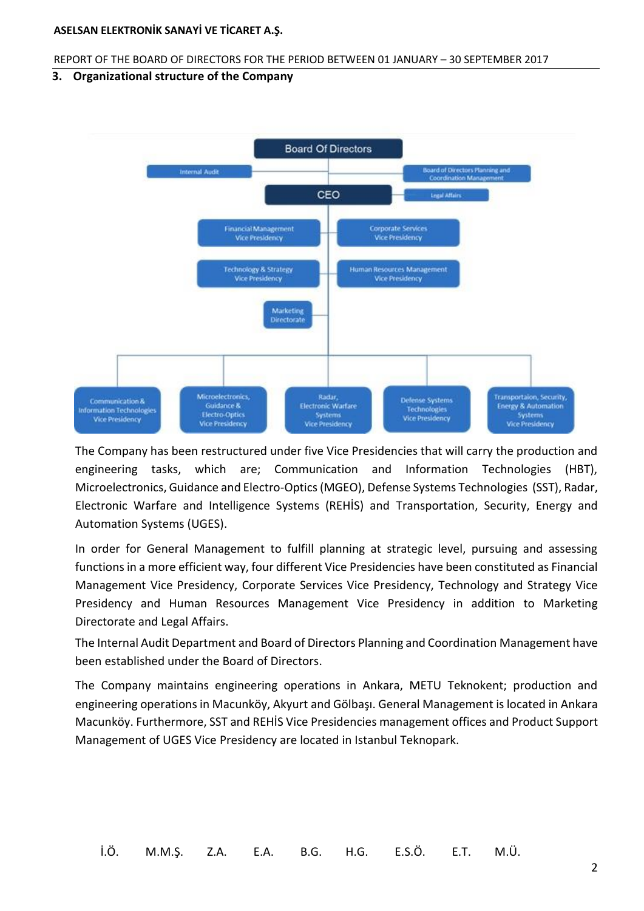## 3. Organizational structure of the Company

- Board Of Directors
  - Internal Audit
  - Board of Directors Planning and Coordination Management
  - CEO
    - Legal Affairs
    - Financial Management Vice Presidency
    - Corporate Services Vice Presidency
    - Technology & Strategy Vice Presidency
    - Human Resources Management Vice Presidency
    - Marketing Directorate
    - Communication & Information Technologies Vice Presidency
    - Microelectronics, Guidance & Electro-Optics Vice Presidency
    - Radar, Electronic Warfare Systems Vice Presidency
    - Defense Systems Technologies Vice Presidency
    - Transportaion, Security, Energy & Automation Systems Vice Presidency

The Company has been restructured under five Vice Presidencies that will carry the production and engineering tasks, which are; Communication and Information Technologies (HBT), Microelectronics, Guidance and Electro-Optics (MGEO), Defense Systems Technologies (SST), Radar, Electronic Warfare and Intelligence Systems (REHİS) and Transportation, Security, Energy and Automation Systems (UGES).

In order for General Management to fulfill planning at strategic level, pursuing and assessing functions in a more efficient way, four different Vice Presidencies have been constituted as Financial Management Vice Presidency, Corporate Services Vice Presidency, Technology and Strategy Vice Presidency and Human Resources Management Vice Presidency in addition to Marketing Directorate and Legal Affairs.

The Internal Audit Department and Board of Directors Planning and Coordination Management have been established under the Board of Directors.

The Company maintains engineering operations in Ankara, METU Teknokent; production and engineering operations in Macunköy, Akyurt and Gölbaşı. General Management is located in Ankara Macunköy. Furthermore, SST and REHİS Vice Presidencies management offices and Product Support Management of UGES Vice Presidency are located in Istanbul Teknopark.

İ.Ö. M.M.Ş. Z.A. E.A. B.G. H.G. E.S.Ö. E.T. M.Ü.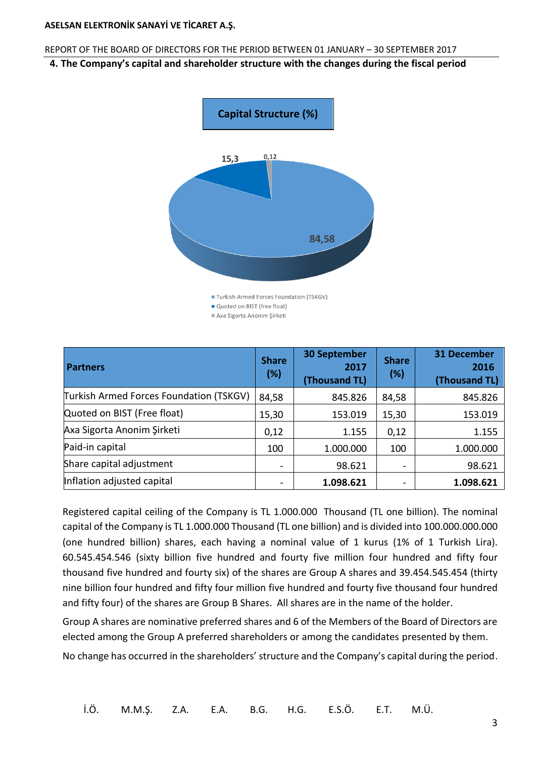## 4. The Company's capital and shareholder structure with the changes during the fiscal period

**Capital Structure (%)**

15,3
0,12
84,58

- Turkish Armed Forces Foundation (TSKGV)
- Quoted on BIST (free float)
- Axa Sigorta Anonim Şirketi

| Partners | Share (%) | 30 September 2017 (Thousand TL) | Share (%) | 31 December 2016 (Thousand TL) |
|---|---|---|---|---|
| Turkish Armed Forces Foundation (TSKGV) | 84,58 | 845.826 | 84,58 | 845.826 |
| Quoted on BIST (Free float) | 15,30 | 153.019 | 15,30 | 153.019 |
| Axa Sigorta Anonim Şirketi | 0,12 | 1.155 | 0,12 | 1.155 |
| Paid-in capital | 100 | 1.000.000 | 100 | 1.000.000 |
| Share capital adjustment | - | 98.621 | - | 98.621 |
| Inflation adjusted capital | - | **1.098.621** | - | **1.098.621** |

Registered capital ceiling of the Company is TL 1.000.000 Thousand (TL one billion). The nominal capital of the Company is TL 1.000.000 Thousand (TL one billion) and is divided into 100.000.000.000 (one hundred billion) shares, each having a nominal value of 1 kurus (1% of 1 Turkish Lira). 60.545.454.546 (sixty billion five hundred and fourty five million four hundred and fifty four thousand five hundred and fourty six) of the shares are Group A shares and 39.454.545.454 (thirty nine billion four hundred and fifty four million five hundred and fourty five thousand four hundred and fifty four) of the shares are Group B Shares. All shares are in the name of the holder.

Group A shares are nominative preferred shares and 6 of the Members of the Board of Directors are elected among the Group A preferred shareholders or among the candidates presented by them.

No change has occurred in the shareholders' structure and the Company's capital during the period.

İ.Ö. M.M.Ş. Z.A. E.A. B.G. H.G. E.S.Ö. E.T. M.Ü.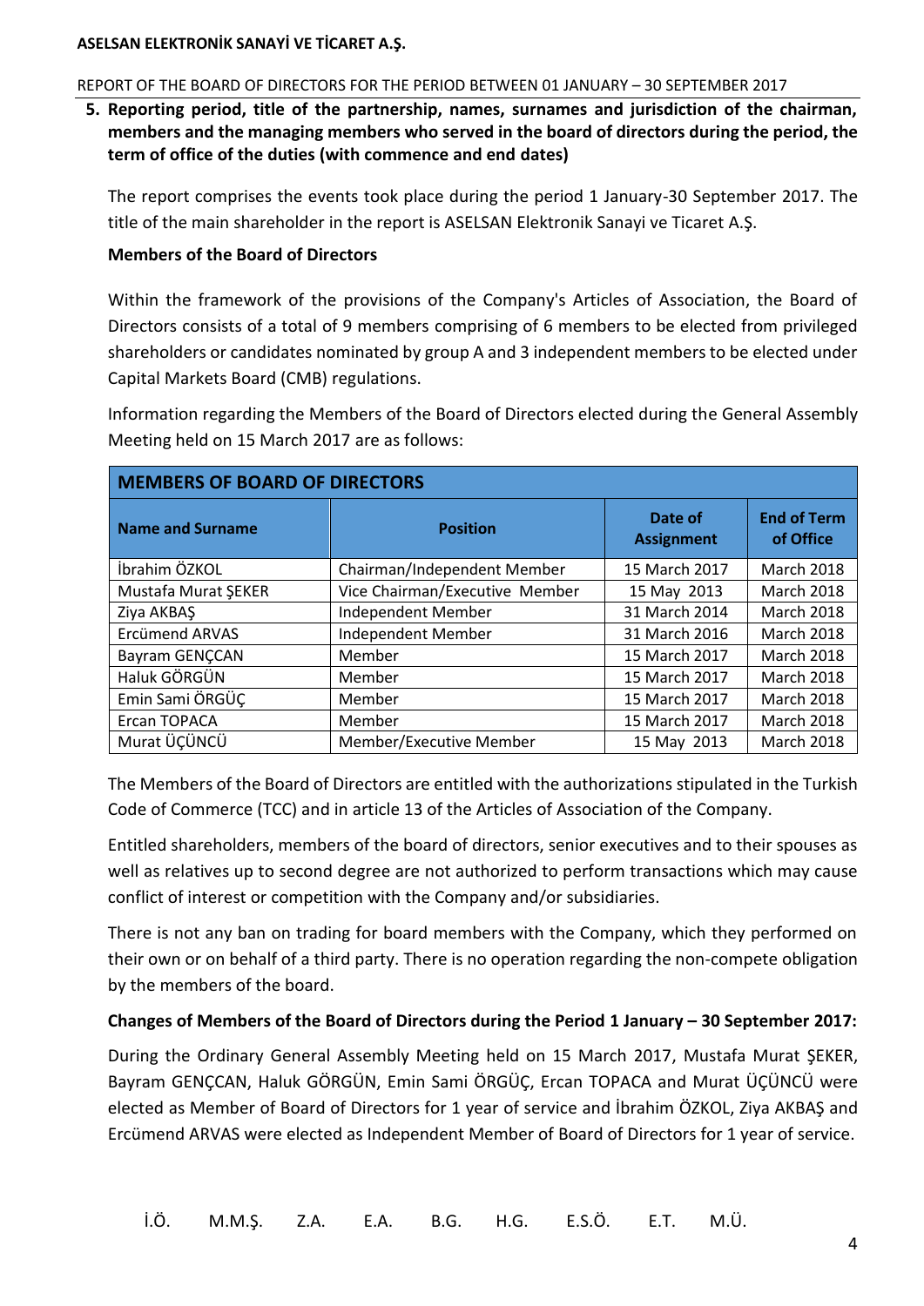**5. Reporting period, title of the partnership, names, surnames and jurisdiction of the chairman, members and the managing members who served in the board of directors during the period, the term of office of the duties (with commence and end dates)**

The report comprises the events took place during the period 1 January-30 September 2017. The title of the main shareholder in the report is ASELSAN Elektronik Sanayi ve Ticaret A.Ş.

**Members of the Board of Directors**

Within the framework of the provisions of the Company's Articles of Association, the Board of Directors consists of a total of 9 members comprising of 6 members to be elected from privileged shareholders or candidates nominated by group A and 3 independent members to be elected under Capital Markets Board (CMB) regulations.

Information regarding the Members of the Board of Directors elected during the General Assembly Meeting held on 15 March 2017 are as follows:

| **MEMBERS OF BOARD OF DIRECTORS** | | | |
|---|---|---|---|
| **Name and Surname** | **Position** | **Date of Assignment** | **End of Term of Office** |
| İbrahim ÖZKOL | Chairman/Independent Member | 15 March 2017 | March 2018 |
| Mustafa Murat ŞEKER | Vice Chairman/Executive Member | 15 May 2013 | March 2018 |
| Ziya AKBAŞ | Independent Member | 31 March 2014 | March 2018 |
| Ercümend ARVAS | Independent Member | 31 March 2016 | March 2018 |
| Bayram GENÇCAN | Member | 15 March 2017 | March 2018 |
| Haluk GÖRGÜN | Member | 15 March 2017 | March 2018 |
| Emin Sami ÖRGÜÇ | Member | 15 March 2017 | March 2018 |
| Ercan TOPACA | Member | 15 March 2017 | March 2018 |
| Murat ÜÇÜNCÜ | Member/Executive Member | 15 May 2013 | March 2018 |

The Members of the Board of Directors are entitled with the authorizations stipulated in the Turkish Code of Commerce (TCC) and in article 13 of the Articles of Association of the Company.

Entitled shareholders, members of the board of directors, senior executives and to their spouses as well as relatives up to second degree are not authorized to perform transactions which may cause conflict of interest or competition with the Company and/or subsidiaries.

There is not any ban on trading for board members with the Company, which they performed on their own or on behalf of a third party. There is no operation regarding the non-compete obligation by the members of the board.

**Changes of Members of the Board of Directors during the Period 1 January – 30 September 2017:**

During the Ordinary General Assembly Meeting held on 15 March 2017, Mustafa Murat ŞEKER, Bayram GENÇCAN, Haluk GÖRGÜN, Emin Sami ÖRGÜÇ, Ercan TOPACA and Murat ÜÇÜNCÜ were elected as Member of Board of Directors for 1 year of service and İbrahim ÖZKOL, Ziya AKBAŞ and Ercümend ARVAS were elected as Independent Member of Board of Directors for 1 year of service.

İ.Ö. M.M.Ş. Z.A. E.A. B.G. H.G. E.S.Ö. E.T. M.Ü.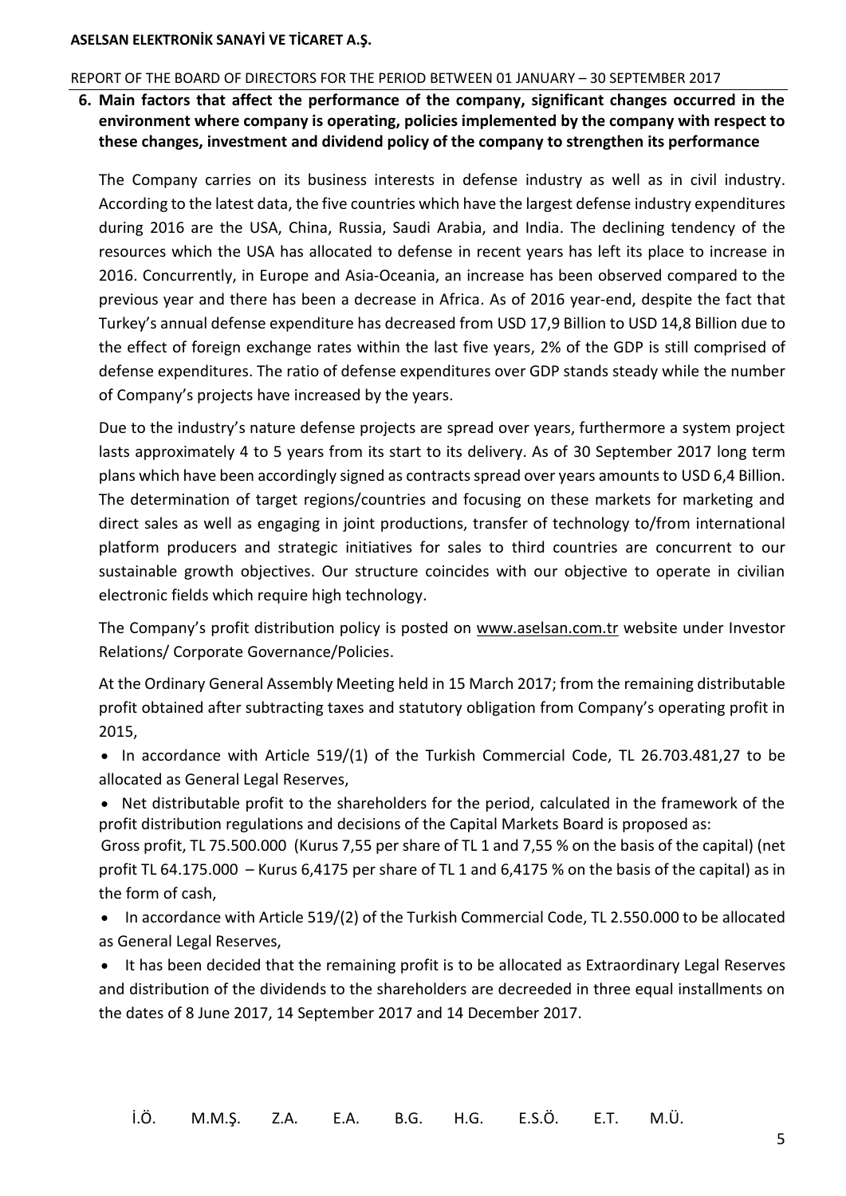**6. Main factors that affect the performance of the company, significant changes occurred in the environment where company is operating, policies implemented by the company with respect to these changes, investment and dividend policy of the company to strengthen its performance**

The Company carries on its business interests in defense industry as well as in civil industry. According to the latest data, the five countries which have the largest defense industry expenditures during 2016 are the USA, China, Russia, Saudi Arabia, and India. The declining tendency of the resources which the USA has allocated to defense in recent years has left its place to increase in 2016. Concurrently, in Europe and Asia-Oceania, an increase has been observed compared to the previous year and there has been a decrease in Africa. As of 2016 year-end, despite the fact that Turkey's annual defense expenditure has decreased from USD 17,9 Billion to USD 14,8 Billion due to the effect of foreign exchange rates within the last five years, 2% of the GDP is still comprised of defense expenditures. The ratio of defense expenditures over GDP stands steady while the number of Company's projects have increased by the years.

Due to the industry's nature defense projects are spread over years, furthermore a system project lasts approximately 4 to 5 years from its start to its delivery. As of 30 September 2017 long term plans which have been accordingly signed as contracts spread over years amounts to USD 6,4 Billion. The determination of target regions/countries and focusing on these markets for marketing and direct sales as well as engaging in joint productions, transfer of technology to/from international platform producers and strategic initiatives for sales to third countries are concurrent to our sustainable growth objectives. Our structure coincides with our objective to operate in civilian electronic fields which require high technology.

The Company's profit distribution policy is posted on www.aselsan.com.tr website under Investor Relations/ Corporate Governance/Policies.

At the Ordinary General Assembly Meeting held in 15 March 2017; from the remaining distributable profit obtained after subtracting taxes and statutory obligation from Company's operating profit in 2015,

- In accordance with Article 519/(1) of the Turkish Commercial Code, TL 26.703.481,27 to be allocated as General Legal Reserves,
- Net distributable profit to the shareholders for the period, calculated in the framework of the profit distribution regulations and decisions of the Capital Markets Board is proposed as: Gross profit, TL 75.500.000 (Kurus 7,55 per share of TL 1 and 7,55 % on the basis of the capital) (net profit TL 64.175.000 – Kurus 6,4175 per share of TL 1 and 6,4175 % on the basis of the capital) as in the form of cash,
- In accordance with Article 519/(2) of the Turkish Commercial Code, TL 2.550.000 to be allocated as General Legal Reserves,
- It has been decided that the remaining profit is to be allocated as Extraordinary Legal Reserves and distribution of the dividends to the shareholders are decreeded in three equal installments on the dates of 8 June 2017, 14 September 2017 and 14 December 2017.

İ.Ö. M.M.Ş. Z.A. E.A. B.G. H.G. E.S.Ö. E.T. M.Ü.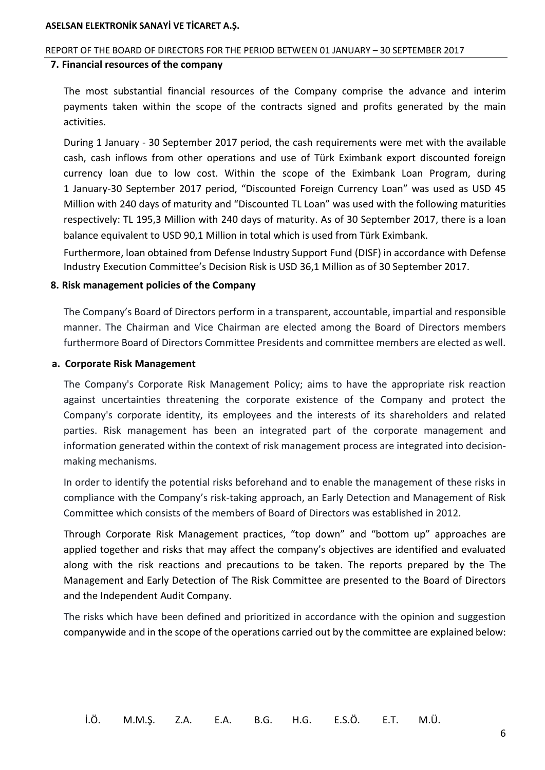## 7. Financial resources of the company

The most substantial financial resources of the Company comprise the advance and interim payments taken within the scope of the contracts signed and profits generated by the main activities.

During 1 January - 30 September 2017 period, the cash requirements were met with the available cash, cash inflows from other operations and use of Türk Eximbank export discounted foreign currency loan due to low cost. Within the scope of the Eximbank Loan Program, during 1 January-30 September 2017 period, "Discounted Foreign Currency Loan" was used as USD 45 Million with 240 days of maturity and "Discounted TL Loan" was used with the following maturities respectively: TL 195,3 Million with 240 days of maturity. As of 30 September 2017, there is a loan balance equivalent to USD 90,1 Million in total which is used from Türk Eximbank.

Furthermore, loan obtained from Defense Industry Support Fund (DISF) in accordance with Defense Industry Execution Committee's Decision Risk is USD 36,1 Million as of 30 September 2017.

## 8. Risk management policies of the Company

The Company's Board of Directors perform in a transparent, accountable, impartial and responsible manner. The Chairman and Vice Chairman are elected among the Board of Directors members furthermore Board of Directors Committee Presidents and committee members are elected as well.

### a. Corporate Risk Management

The Company's Corporate Risk Management Policy; aims to have the appropriate risk reaction against uncertainties threatening the corporate existence of the Company and protect the Company's corporate identity, its employees and the interests of its shareholders and related parties. Risk management has been an integrated part of the corporate management and information generated within the context of risk management process are integrated into decision-making mechanisms.

In order to identify the potential risks beforehand and to enable the management of these risks in compliance with the Company's risk-taking approach, an Early Detection and Management of Risk Committee which consists of the members of Board of Directors was established in 2012.

Through Corporate Risk Management practices, "top down" and "bottom up" approaches are applied together and risks that may affect the company's objectives are identified and evaluated along with the risk reactions and precautions to be taken. The reports prepared by the The Management and Early Detection of The Risk Committee are presented to the Board of Directors and the Independent Audit Company.

The risks which have been defined and prioritized in accordance with the opinion and suggestion companywide and in the scope of the operations carried out by the committee are explained below:

İ.Ö. M.M.Ş. Z.A. E.A. B.G. H.G. E.S.Ö. E.T. M.Ü.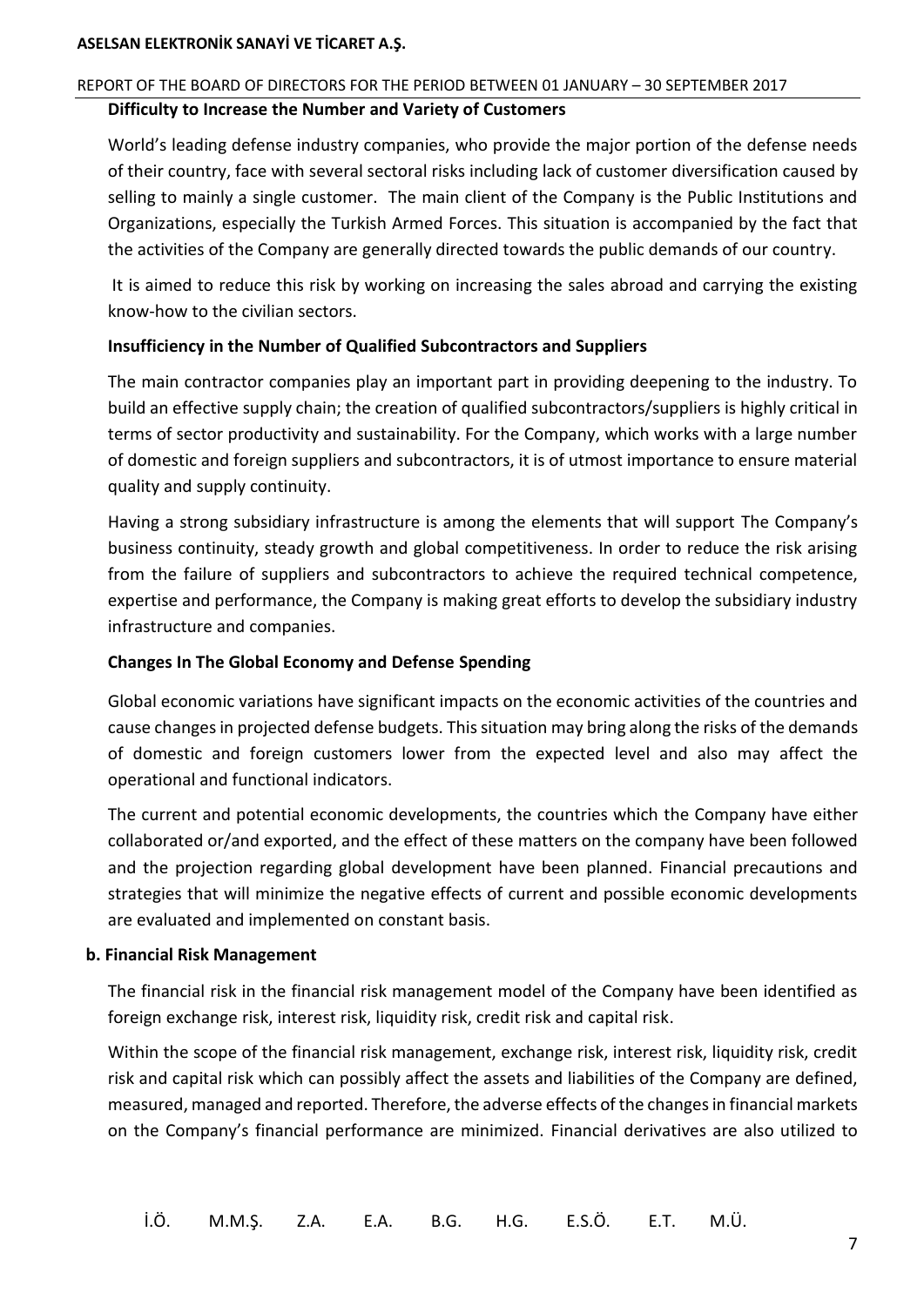**Difficulty to Increase the Number and Variety of Customers**

World's leading defense industry companies, who provide the major portion of the defense needs of their country, face with several sectoral risks including lack of customer diversification caused by selling to mainly a single customer. The main client of the Company is the Public Institutions and Organizations, especially the Turkish Armed Forces. This situation is accompanied by the fact that the activities of the Company are generally directed towards the public demands of our country.

It is aimed to reduce this risk by working on increasing the sales abroad and carrying the existing know-how to the civilian sectors.

**Insufficiency in the Number of Qualified Subcontractors and Suppliers**

The main contractor companies play an important part in providing deepening to the industry. To build an effective supply chain; the creation of qualified subcontractors/suppliers is highly critical in terms of sector productivity and sustainability. For the Company, which works with a large number of domestic and foreign suppliers and subcontractors, it is of utmost importance to ensure material quality and supply continuity.

Having a strong subsidiary infrastructure is among the elements that will support The Company's business continuity, steady growth and global competitiveness. In order to reduce the risk arising from the failure of suppliers and subcontractors to achieve the required technical competence, expertise and performance, the Company is making great efforts to develop the subsidiary industry infrastructure and companies.

**Changes In The Global Economy and Defense Spending**

Global economic variations have significant impacts on the economic activities of the countries and cause changes in projected defense budgets. This situation may bring along the risks of the demands of domestic and foreign customers lower from the expected level and also may affect the operational and functional indicators.

The current and potential economic developments, the countries which the Company have either collaborated or/and exported, and the effect of these matters on the company have been followed and the projection regarding global development have been planned. Financial precautions and strategies that will minimize the negative effects of current and possible economic developments are evaluated and implemented on constant basis.

**b. Financial Risk Management**

The financial risk in the financial risk management model of the Company have been identified as foreign exchange risk, interest risk, liquidity risk, credit risk and capital risk.

Within the scope of the financial risk management, exchange risk, interest risk, liquidity risk, credit risk and capital risk which can possibly affect the assets and liabilities of the Company are defined, measured, managed and reported. Therefore, the adverse effects of the changes in financial markets on the Company's financial performance are minimized. Financial derivatives are also utilized to

İ.Ö. M.M.Ş. Z.A. E.A. B.G. H.G. E.S.Ö. E.T. M.Ü.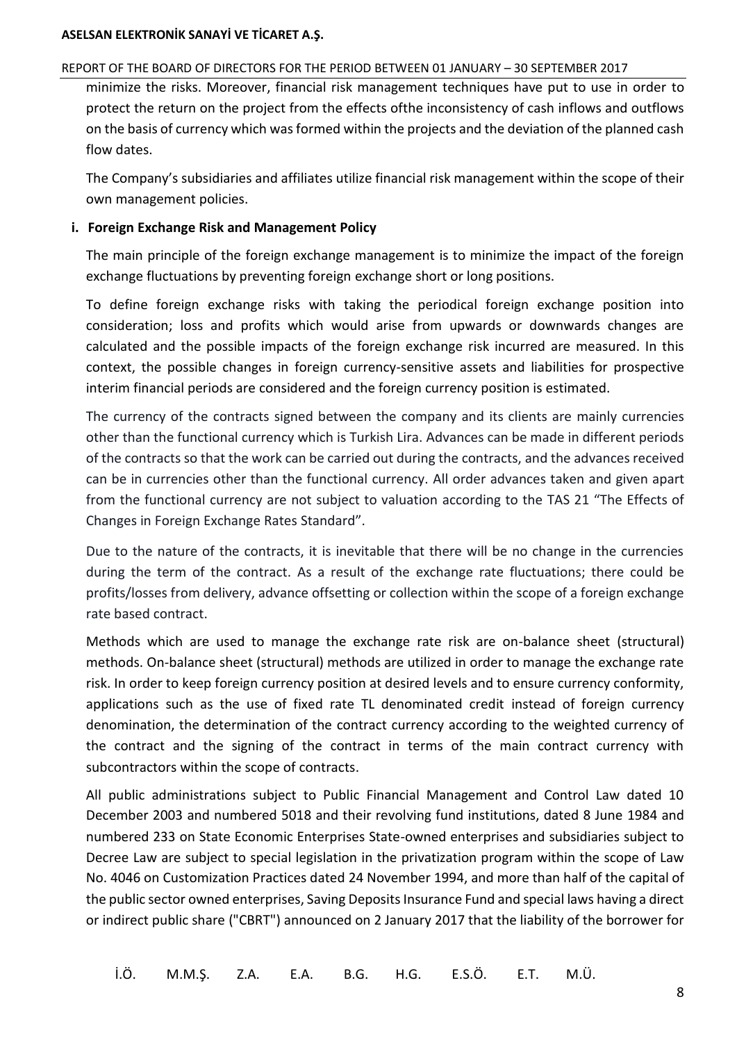minimize the risks. Moreover, financial risk management techniques have put to use in order to protect the return on the project from the effects ofthe inconsistency of cash inflows and outflows on the basis of currency which was formed within the projects and the deviation of the planned cash flow dates.

The Company's subsidiaries and affiliates utilize financial risk management within the scope of their own management policies.

**i. Foreign Exchange Risk and Management Policy**

The main principle of the foreign exchange management is to minimize the impact of the foreign exchange fluctuations by preventing foreign exchange short or long positions.

To define foreign exchange risks with taking the periodical foreign exchange position into consideration; loss and profits which would arise from upwards or downwards changes are calculated and the possible impacts of the foreign exchange risk incurred are measured. In this context, the possible changes in foreign currency-sensitive assets and liabilities for prospective interim financial periods are considered and the foreign currency position is estimated.

The currency of the contracts signed between the company and its clients are mainly currencies other than the functional currency which is Turkish Lira. Advances can be made in different periods of the contracts so that the work can be carried out during the contracts, and the advances received can be in currencies other than the functional currency. All order advances taken and given apart from the functional currency are not subject to valuation according to the TAS 21 "The Effects of Changes in Foreign Exchange Rates Standard".

Due to the nature of the contracts, it is inevitable that there will be no change in the currencies during the term of the contract. As a result of the exchange rate fluctuations; there could be profits/losses from delivery, advance offsetting or collection within the scope of a foreign exchange rate based contract.

Methods which are used to manage the exchange rate risk are on-balance sheet (structural) methods. On-balance sheet (structural) methods are utilized in order to manage the exchange rate risk. In order to keep foreign currency position at desired levels and to ensure currency conformity, applications such as the use of fixed rate TL denominated credit instead of foreign currency denomination, the determination of the contract currency according to the weighted currency of the contract and the signing of the contract in terms of the main contract currency with subcontractors within the scope of contracts.

All public administrations subject to Public Financial Management and Control Law dated 10 December 2003 and numbered 5018 and their revolving fund institutions, dated 8 June 1984 and numbered 233 on State Economic Enterprises State-owned enterprises and subsidiaries subject to Decree Law are subject to special legislation in the privatization program within the scope of Law No. 4046 on Customization Practices dated 24 November 1994, and more than half of the capital of the public sector owned enterprises, Saving Deposits Insurance Fund and special laws having a direct or indirect public share ("CBRT") announced on 2 January 2017 that the liability of the borrower for

İ.Ö. M.M.Ş. Z.A. E.A. B.G. H.G. E.S.Ö. E.T. M.Ü.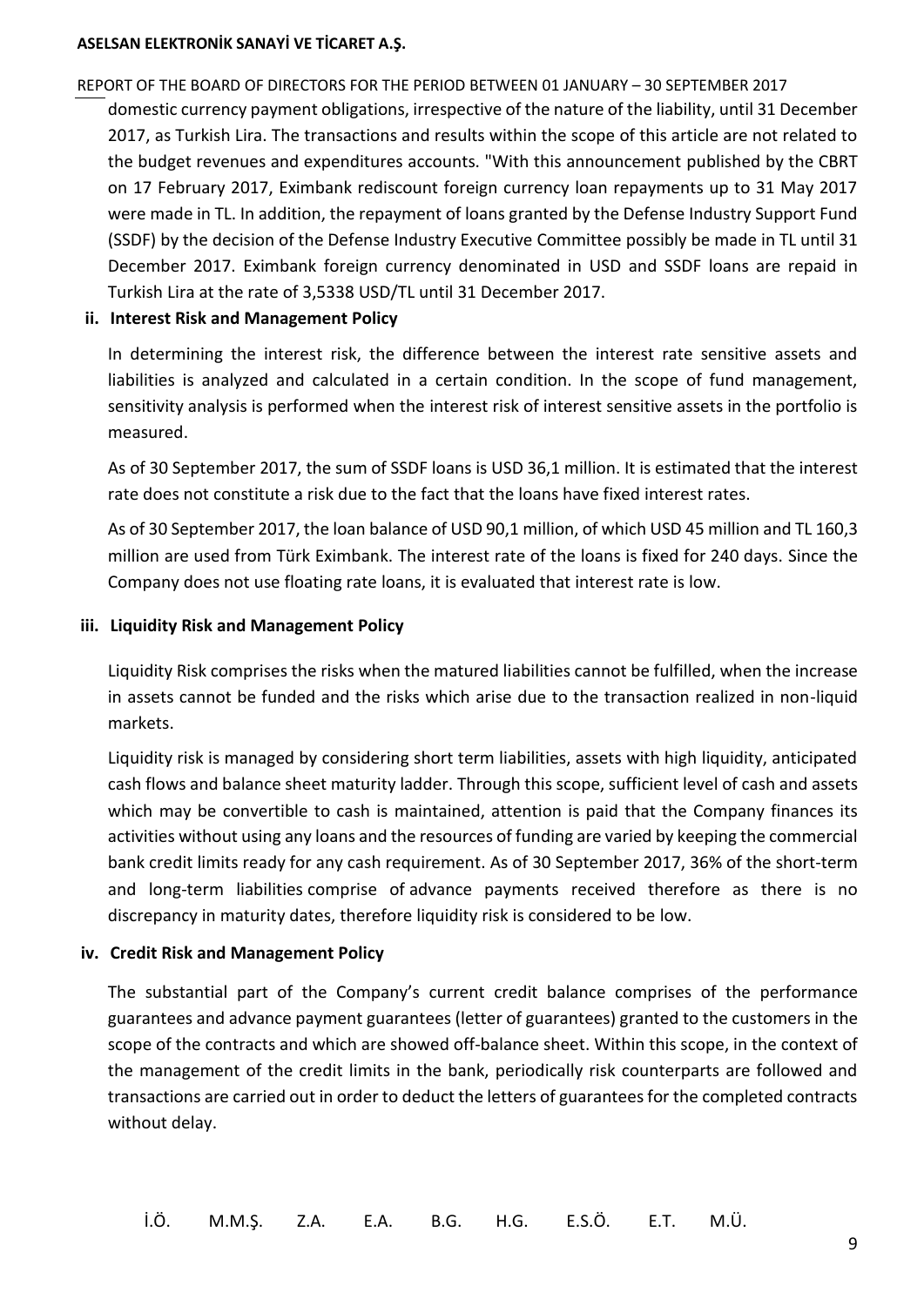domestic currency payment obligations, irrespective of the nature of the liability, until 31 December 2017, as Turkish Lira. The transactions and results within the scope of this article are not related to the budget revenues and expenditures accounts. "With this announcement published by the CBRT on 17 February 2017, Eximbank rediscount foreign currency loan repayments up to 31 May 2017 were made in TL. In addition, the repayment of loans granted by the Defense Industry Support Fund (SSDF) by the decision of the Defense Industry Executive Committee possibly be made in TL until 31 December 2017. Eximbank foreign currency denominated in USD and SSDF loans are repaid in Turkish Lira at the rate of 3,5338 USD/TL until 31 December 2017.

**ii. Interest Risk and Management Policy**

In determining the interest risk, the difference between the interest rate sensitive assets and liabilities is analyzed and calculated in a certain condition. In the scope of fund management, sensitivity analysis is performed when the interest risk of interest sensitive assets in the portfolio is measured.

As of 30 September 2017, the sum of SSDF loans is USD 36,1 million. It is estimated that the interest rate does not constitute a risk due to the fact that the loans have fixed interest rates.

As of 30 September 2017, the loan balance of USD 90,1 million, of which USD 45 million and TL 160,3 million are used from Türk Eximbank. The interest rate of the loans is fixed for 240 days. Since the Company does not use floating rate loans, it is evaluated that interest rate is low.

**iii. Liquidity Risk and Management Policy**

Liquidity Risk comprises the risks when the matured liabilities cannot be fulfilled, when the increase in assets cannot be funded and the risks which arise due to the transaction realized in non-liquid markets.

Liquidity risk is managed by considering short term liabilities, assets with high liquidity, anticipated cash flows and balance sheet maturity ladder. Through this scope, sufficient level of cash and assets which may be convertible to cash is maintained, attention is paid that the Company finances its activities without using any loans and the resources of funding are varied by keeping the commercial bank credit limits ready for any cash requirement. As of 30 September 2017, 36% of the short-term and long-term liabilities comprise of advance payments received therefore as there is no discrepancy in maturity dates, therefore liquidity risk is considered to be low.

**iv. Credit Risk and Management Policy**

The substantial part of the Company's current credit balance comprises of the performance guarantees and advance payment guarantees (letter of guarantees) granted to the customers in the scope of the contracts and which are showed off-balance sheet. Within this scope, in the context of the management of the credit limits in the bank, periodically risk counterparts are followed and transactions are carried out in order to deduct the letters of guarantees for the completed contracts without delay.

İ.Ö. M.M.Ş. Z.A. E.A. B.G. H.G. E.S.Ö. E.T. M.Ü.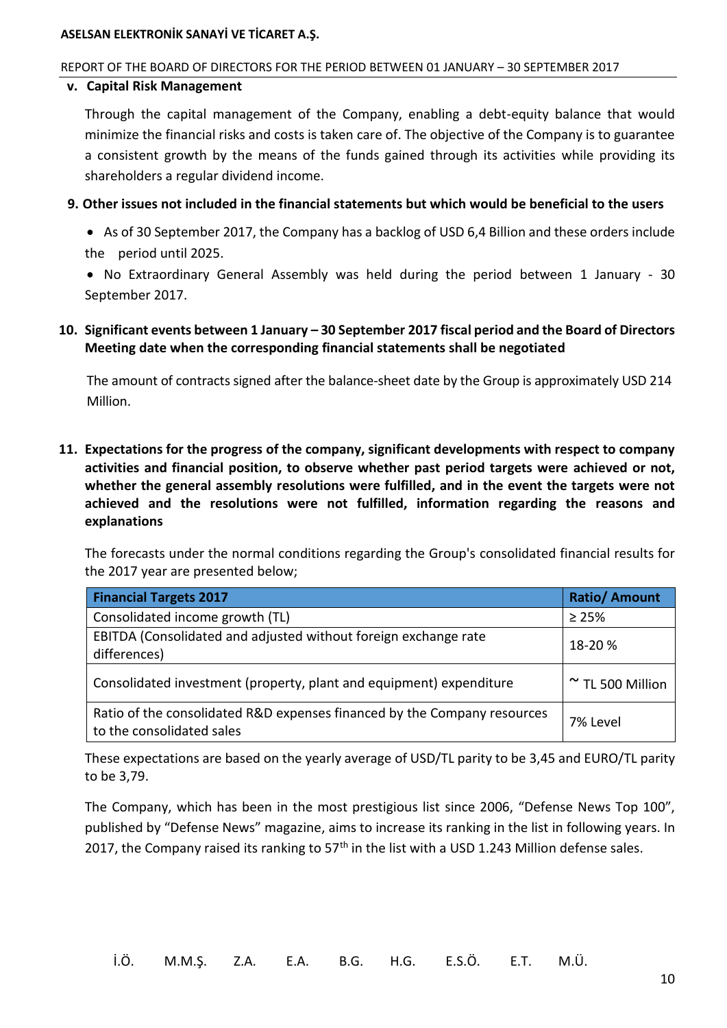### v. Capital Risk Management

Through the capital management of the Company, enabling a debt-equity balance that would minimize the financial risks and costs is taken care of. The objective of the Company is to guarantee a consistent growth by the means of the funds gained through its activities while providing its shareholders a regular dividend income.

## 9. Other issues not included in the financial statements but which would be beneficial to the users

- As of 30 September 2017, the Company has a backlog of USD 6,4 Billion and these orders include the period until 2025.
- No Extraordinary General Assembly was held during the period between 1 January - 30 September 2017.

## 10. Significant events between 1 January – 30 September 2017 fiscal period and the Board of Directors Meeting date when the corresponding financial statements shall be negotiated

The amount of contracts signed after the balance-sheet date by the Group is approximately USD 214 Million.

## 11. Expectations for the progress of the company, significant developments with respect to company activities and financial position, to observe whether past period targets were achieved or not, whether the general assembly resolutions were fulfilled, and in the event the targets were not achieved and the resolutions were not fulfilled, information regarding the reasons and explanations

The forecasts under the normal conditions regarding the Group's consolidated financial results for the 2017 year are presented below;

| Financial Targets 2017 | Ratio/ Amount |
|---|---|
| Consolidated income growth (TL) | ≥ 25% |
| EBITDA (Consolidated and adjusted without foreign exchange rate differences) | 18-20 % |
| Consolidated investment (property, plant and equipment) expenditure | ~ TL 500 Million |
| Ratio of the consolidated R&D expenses financed by the Company resources to the consolidated sales | 7% Level |

These expectations are based on the yearly average of USD/TL parity to be 3,45 and EURO/TL parity to be 3,79.

The Company, which has been in the most prestigious list since 2006, "Defense News Top 100", published by "Defense News" magazine, aims to increase its ranking in the list in following years. In 2017, the Company raised its ranking to 57th in the list with a USD 1.243 Million defense sales.

İ.Ö. M.M.Ş. Z.A. E.A. B.G. H.G. E.S.Ö. E.T. M.Ü.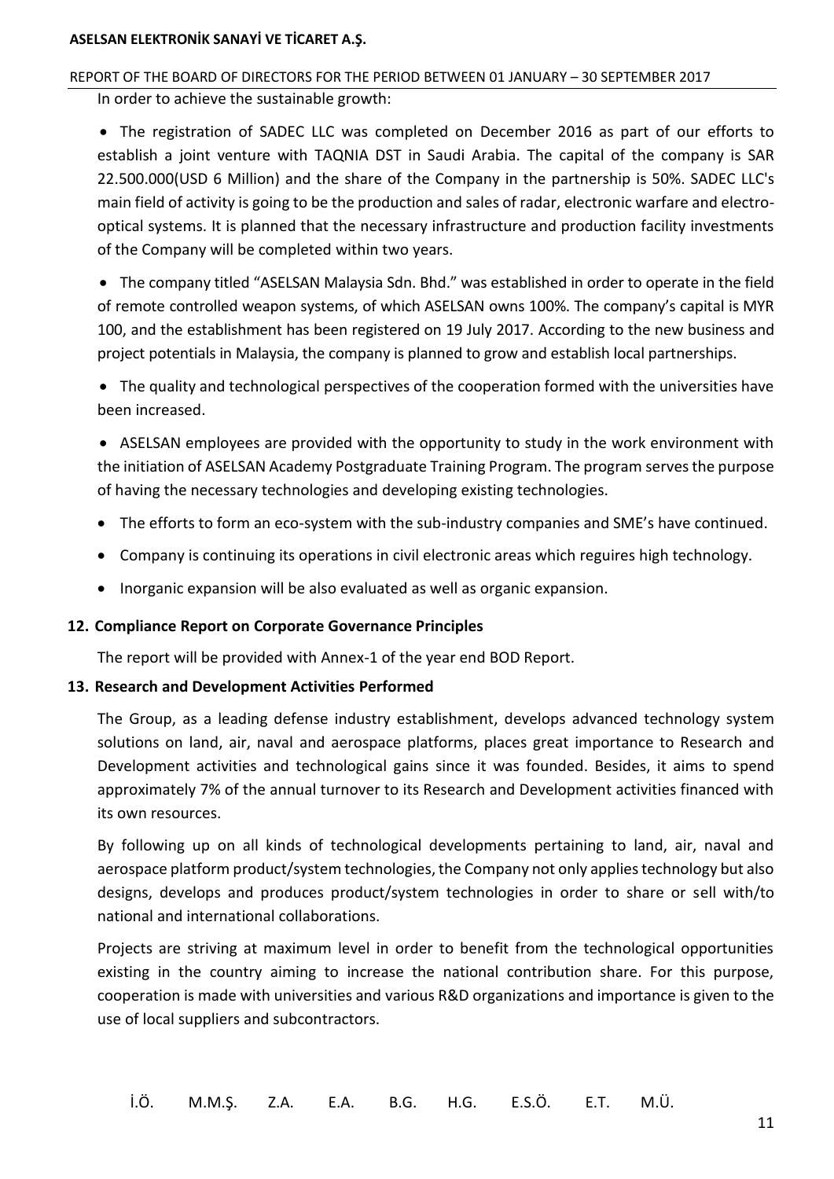In order to achieve the sustainable growth:

- The registration of SADEC LLC was completed on December 2016 as part of our efforts to establish a joint venture with TAQNIA DST in Saudi Arabia. The capital of the company is SAR 22.500.000(USD 6 Million) and the share of the Company in the partnership is 50%. SADEC LLC's main field of activity is going to be the production and sales of radar, electronic warfare and electro-optical systems. It is planned that the necessary infrastructure and production facility investments of the Company will be completed within two years.
- The company titled "ASELSAN Malaysia Sdn. Bhd." was established in order to operate in the field of remote controlled weapon systems, of which ASELSAN owns 100%. The company's capital is MYR 100, and the establishment has been registered on 19 July 2017. According to the new business and project potentials in Malaysia, the company is planned to grow and establish local partnerships.
- The quality and technological perspectives of the cooperation formed with the universities have been increased.
- ASELSAN employees are provided with the opportunity to study in the work environment with the initiation of ASELSAN Academy Postgraduate Training Program. The program serves the purpose of having the necessary technologies and developing existing technologies.
- The efforts to form an eco-system with the sub-industry companies and SME's have continued.
- Company is continuing its operations in civil electronic areas which reguires high technology.
- Inorganic expansion will be also evaluated as well as organic expansion.

## 12. Compliance Report on Corporate Governance Principles

The report will be provided with Annex-1 of the year end BOD Report.

## 13. Research and Development Activities Performed

The Group, as a leading defense industry establishment, develops advanced technology system solutions on land, air, naval and aerospace platforms, places great importance to Research and Development activities and technological gains since it was founded. Besides, it aims to spend approximately 7% of the annual turnover to its Research and Development activities financed with its own resources.

By following up on all kinds of technological developments pertaining to land, air, naval and aerospace platform product/system technologies, the Company not only applies technology but also designs, develops and produces product/system technologies in order to share or sell with/to national and international collaborations.

Projects are striving at maximum level in order to benefit from the technological opportunities existing in the country aiming to increase the national contribution share. For this purpose, cooperation is made with universities and various R&D organizations and importance is given to the use of local suppliers and subcontractors.

İ.Ö. M.M.Ş. Z.A. E.A. B.G. H.G. E.S.Ö. E.T. M.Ü.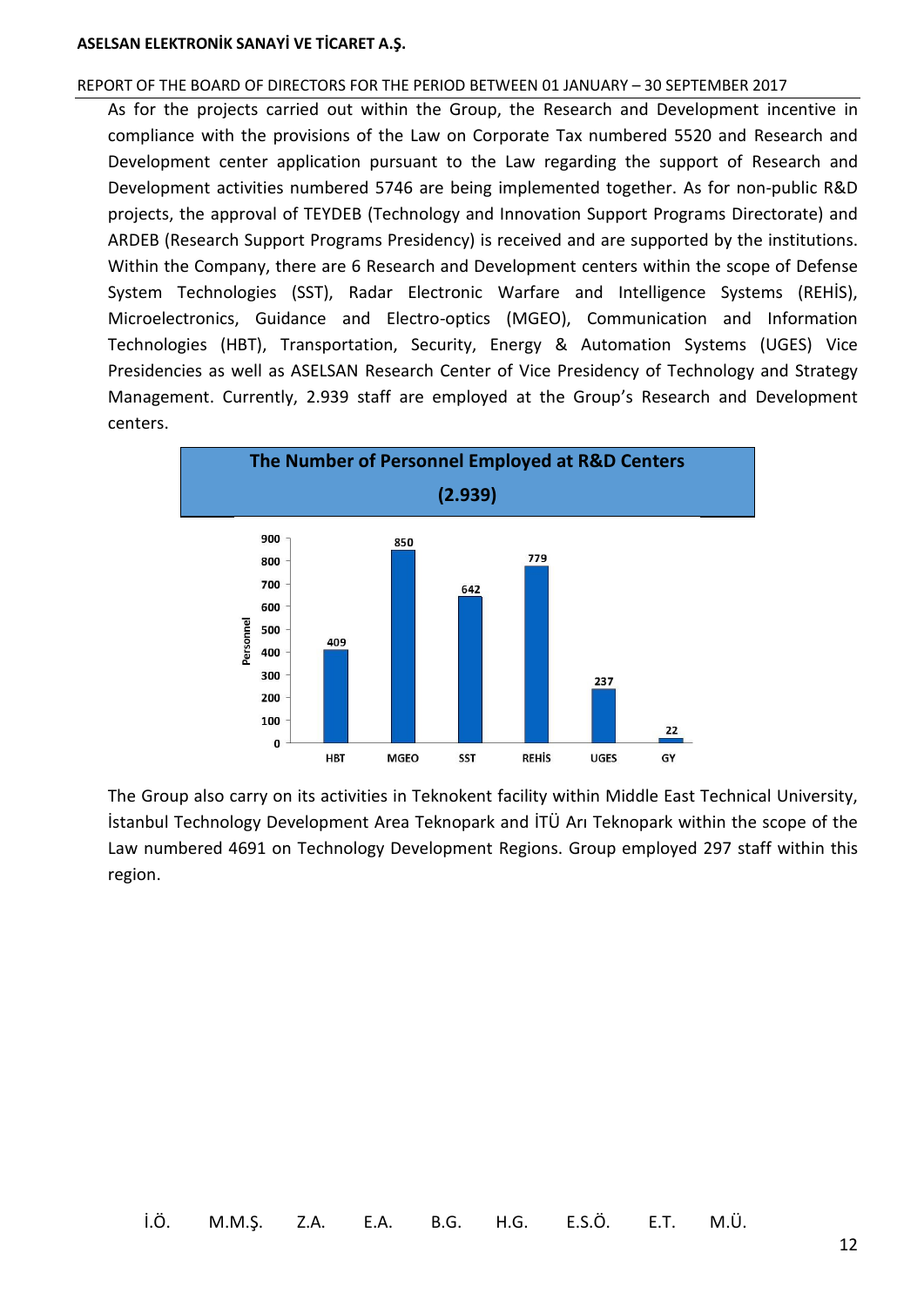As for the projects carried out within the Group, the Research and Development incentive in compliance with the provisions of the Law on Corporate Tax numbered 5520 and Research and Development center application pursuant to the Law regarding the support of Research and Development activities numbered 5746 are being implemented together. As for non-public R&D projects, the approval of TEYDEB (Technology and Innovation Support Programs Directorate) and ARDEB (Research Support Programs Presidency) is received and are supported by the institutions. Within the Company, there are 6 Research and Development centers within the scope of Defense System Technologies (SST), Radar Electronic Warfare and Intelligence Systems (REHİS), Microelectronics, Guidance and Electro-optics (MGEO), Communication and Information Technologies (HBT), Transportation, Security, Energy & Automation Systems (UGES) Vice Presidencies as well as ASELSAN Research Center of Vice Presidency of Technology and Strategy Management. Currently, 2.939 staff are employed at the Group's Research and Development centers.

**The Number of Personnel Employed at R&D Centers (2.939)**

| | HBT | MGEO | SST | REHİS | UGES | GY |
|---|---|---|---|---|---|---|
| Personnel | 409 | 850 | 642 | 779 | 237 | 22 |

The Group also carry on its activities in Teknokent facility within Middle East Technical University, İstanbul Technology Development Area Teknopark and İTÜ Arı Teknopark within the scope of the Law numbered 4691 on Technology Development Regions. Group employed 297 staff within this region.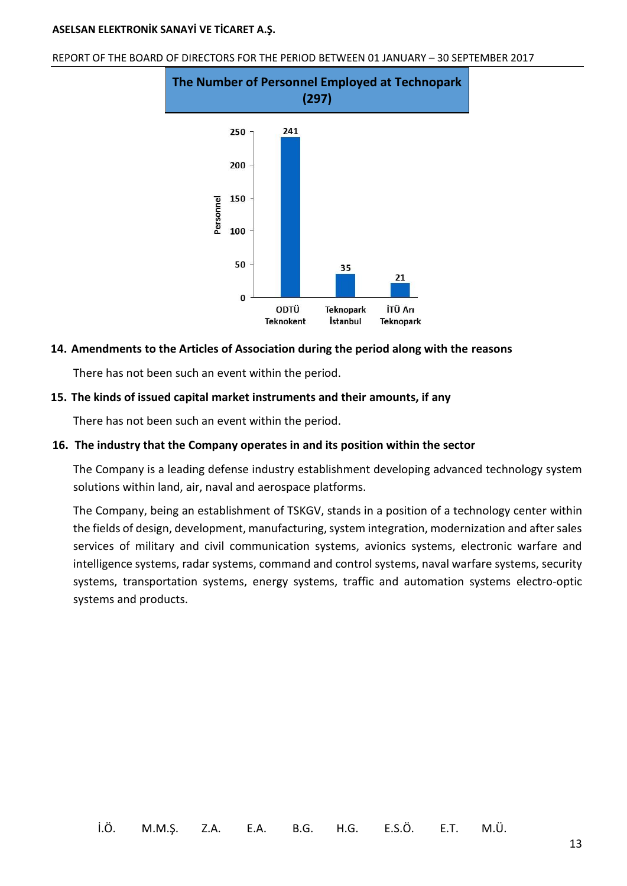**The Number of Personnel Employed at Technopark (297)**

| Technopark | Personnel |
|---|---|
| ODTÜ Teknokent | 241 |
| Teknopark İstanbul | 35 |
| İTÜ Arı Teknopark | 21 |

## 14. Amendments to the Articles of Association during the period along with the reasons

There has not been such an event within the period.

## 15. The kinds of issued capital market instruments and their amounts, if any

There has not been such an event within the period.

## 16. The industry that the Company operates in and its position within the sector

The Company is a leading defense industry establishment developing advanced technology system solutions within land, air, naval and aerospace platforms.

The Company, being an establishment of TSKGV, stands in a position of a technology center within the fields of design, development, manufacturing, system integration, modernization and after sales services of military and civil communication systems, avionics systems, electronic warfare and intelligence systems, radar systems, command and control systems, naval warfare systems, security systems, transportation systems, energy systems, traffic and automation systems electro-optic systems and products.

İ.Ö. M.M.Ş. Z.A. E.A. B.G. H.G. E.S.Ö. E.T. M.Ü.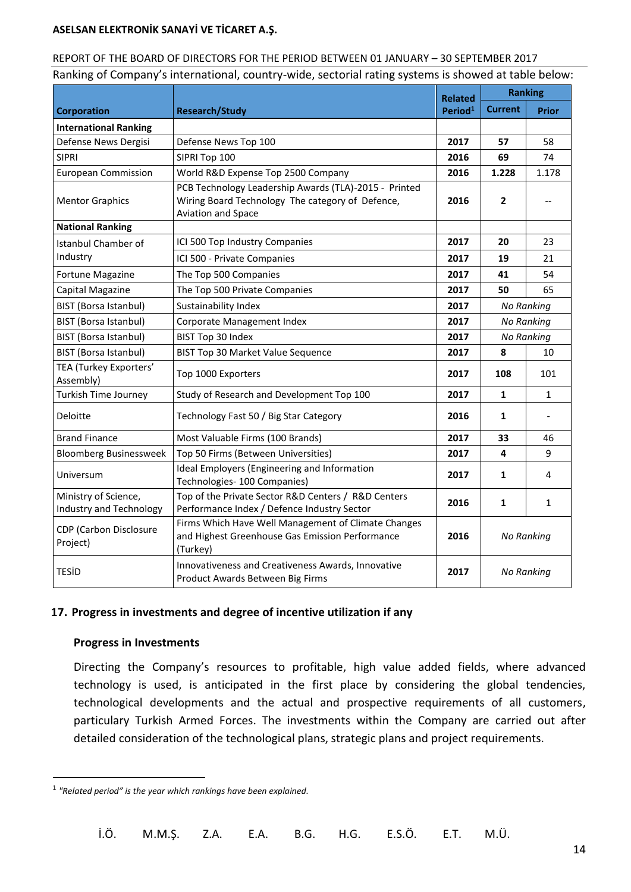Ranking of Company's international, country-wide, sectorial rating systems is showed at table below:

| Corporation | Research/Study | Related Period[1] | Ranking | |
|---|---|---|---|---|
| | | | Current | Prior |
| **International Ranking** | | | | |
| Defense News Dergisi | Defense News Top 100 | **2017** | **57** | 58 |
| SIPRI | SIPRI Top 100 | **2016** | **69** | 74 |
| European Commission | World R&D Expense Top 2500 Company | **2016** | **1.228** | 1.178 |
| Mentor Graphics | PCB Technology Leadership Awards (TLA)-2015 - Printed Wiring Board Technology The category of Defence, Aviation and Space | **2016** | **2** | -- |
| **National Ranking** | | | | |
| Istanbul Chamber of Industry | ICI 500 Top Industry Companies | **2017** | **20** | 23 |
| | ICI 500 - Private Companies | **2017** | **19** | 21 |
| Fortune Magazine | The Top 500 Companies | **2017** | **41** | 54 |
| Capital Magazine | The Top 500 Private Companies | **2017** | **50** | 65 |
| BIST (Borsa Istanbul) | Sustainability Index | **2017** | *No Ranking* | |
| BIST (Borsa Istanbul) | Corporate Management Index | **2017** | *No Ranking* | |
| BIST (Borsa Istanbul) | BIST Top 30 Index | **2017** | *No Ranking* | |
| BIST (Borsa Istanbul) | BIST Top 30 Market Value Sequence | **2017** | **8** | 10 |
| TEA (Turkey Exporters' Assembly) | Top 1000 Exporters | **2017** | **108** | 101 |
| Turkish Time Journey | Study of Research and Development Top 100 | **2017** | **1** | 1 |
| Deloitte | Technology Fast 50 / Big Star Category | **2016** | **1** | - |
| Brand Finance | Most Valuable Firms (100 Brands) | **2017** | **33** | 46 |
| Bloomberg Businessweek | Top 50 Firms (Between Universities) | **2017** | **4** | 9 |
| Universum | Ideal Employers (Engineering and Information Technologies- 100 Companies) | **2017** | **1** | 4 |
| Ministry of Science, Industry and Technology | Top of the Private Sector R&D Centers / R&D Centers Performance Index / Defence Industry Sector | **2016** | **1** | 1 |
| CDP (Carbon Disclosure Project) | Firms Which Have Well Management of Climate Changes and Highest Greenhouse Gas Emission Performance (Turkey) | **2016** | *No Ranking* | |
| TESİD | Innovativeness and Creativeness Awards, Innovative Product Awards Between Big Firms | **2017** | *No Ranking* | |

## 17. Progress in investments and degree of incentive utilization if any

### Progress in Investments

Directing the Company's resources to profitable, high value added fields, where advanced technology is used, is anticipated in the first place by considering the global tendencies, technological developments and the actual and prospective requirements of all customers, particulary Turkish Armed Forces. The investments within the Company are carried out after detailed consideration of the technological plans, strategic plans and project requirements.

[1] *"Related period" is the year which rankings have been explained.*

İ.Ö. M.M.Ş. Z.A. E.A. B.G. H.G. E.S.Ö. E.T. M.Ü.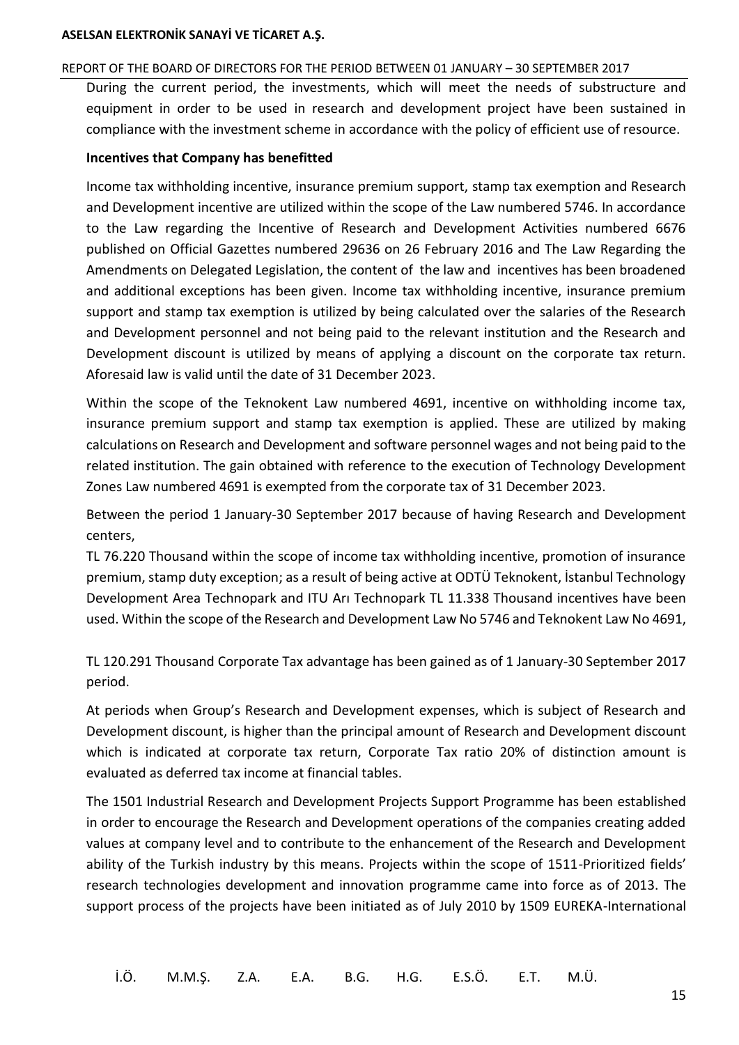During the current period, the investments, which will meet the needs of substructure and equipment in order to be used in research and development project have been sustained in compliance with the investment scheme in accordance with the policy of efficient use of resource.

**Incentives that Company has benefitted**

Income tax withholding incentive, insurance premium support, stamp tax exemption and Research and Development incentive are utilized within the scope of the Law numbered 5746. In accordance to the Law regarding the Incentive of Research and Development Activities numbered 6676 published on Official Gazettes numbered 29636 on 26 February 2016 and The Law Regarding the Amendments on Delegated Legislation, the content of the law and incentives has been broadened and additional exceptions has been given. Income tax withholding incentive, insurance premium support and stamp tax exemption is utilized by being calculated over the salaries of the Research and Development personnel and not being paid to the relevant institution and the Research and Development discount is utilized by means of applying a discount on the corporate tax return. Aforesaid law is valid until the date of 31 December 2023.

Within the scope of the Teknokent Law numbered 4691, incentive on withholding income tax, insurance premium support and stamp tax exemption is applied. These are utilized by making calculations on Research and Development and software personnel wages and not being paid to the related institution. The gain obtained with reference to the execution of Technology Development Zones Law numbered 4691 is exempted from the corporate tax of 31 December 2023.

Between the period 1 January-30 September 2017 because of having Research and Development centers,

TL 76.220 Thousand within the scope of income tax withholding incentive, promotion of insurance premium, stamp duty exception; as a result of being active at ODTÜ Teknokent, İstanbul Technology Development Area Technopark and ITU Arı Technopark TL 11.338 Thousand incentives have been used. Within the scope of the Research and Development Law No 5746 and Teknokent Law No 4691,

TL 120.291 Thousand Corporate Tax advantage has been gained as of 1 January-30 September 2017 period.

At periods when Group's Research and Development expenses, which is subject of Research and Development discount, is higher than the principal amount of Research and Development discount which is indicated at corporate tax return, Corporate Tax ratio 20% of distinction amount is evaluated as deferred tax income at financial tables.

The 1501 Industrial Research and Development Projects Support Programme has been established in order to encourage the Research and Development operations of the companies creating added values at company level and to contribute to the enhancement of the Research and Development ability of the Turkish industry by this means. Projects within the scope of 1511-Prioritized fields' research technologies development and innovation programme came into force as of 2013. The support process of the projects have been initiated as of July 2010 by 1509 EUREKA-International

İ.Ö. M.M.Ş. Z.A. E.A. B.G. H.G. E.S.Ö. E.T. M.Ü.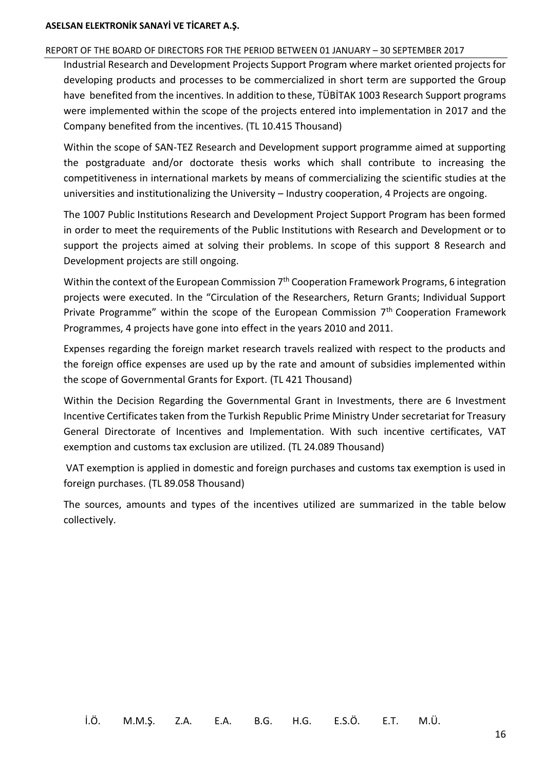Industrial Research and Development Projects Support Program where market oriented projects for developing products and processes to be commercialized in short term are supported the Group have benefited from the incentives. In addition to these, TÜBİTAK 1003 Research Support programs were implemented within the scope of the projects entered into implementation in 2017 and the Company benefited from the incentives. (TL 10.415 Thousand)

Within the scope of SAN-TEZ Research and Development support programme aimed at supporting the postgraduate and/or doctorate thesis works which shall contribute to increasing the competitiveness in international markets by means of commercializing the scientific studies at the universities and institutionalizing the University – Industry cooperation, 4 Projects are ongoing.

The 1007 Public Institutions Research and Development Project Support Program has been formed in order to meet the requirements of the Public Institutions with Research and Development or to support the projects aimed at solving their problems. In scope of this support 8 Research and Development projects are still ongoing.

Within the context of the European Commission 7th Cooperation Framework Programs, 6 integration projects were executed. In the "Circulation of the Researchers, Return Grants; Individual Support Private Programme" within the scope of the European Commission 7th Cooperation Framework Programmes, 4 projects have gone into effect in the years 2010 and 2011.

Expenses regarding the foreign market research travels realized with respect to the products and the foreign office expenses are used up by the rate and amount of subsidies implemented within the scope of Governmental Grants for Export. (TL 421 Thousand)

Within the Decision Regarding the Governmental Grant in Investments, there are 6 Investment Incentive Certificates taken from the Turkish Republic Prime Ministry Under secretariat for Treasury General Directorate of Incentives and Implementation. With such incentive certificates, VAT exemption and customs tax exclusion are utilized. (TL 24.089 Thousand)

VAT exemption is applied in domestic and foreign purchases and customs tax exemption is used in foreign purchases. (TL 89.058 Thousand)

The sources, amounts and types of the incentives utilized are summarized in the table below collectively.

İ.Ö. M.M.Ş. Z.A. E.A. B.G. H.G. E.S.Ö. E.T. M.Ü.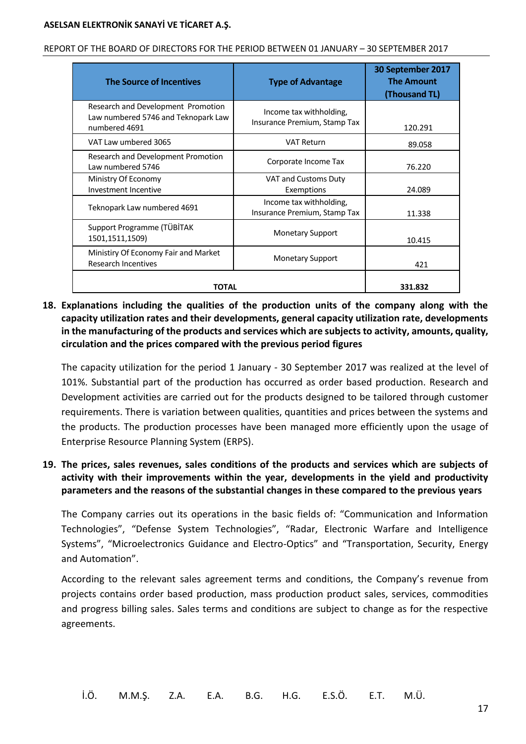| The Source of Incentives | Type of Advantage | 30 September 2017 The Amount (Thousand TL) |
|---|---|---|
| Research and Development Promotion Law numbered 5746 and Teknopark Law numbered 4691 | Income tax withholding, Insurance Premium, Stamp Tax | 120.291 |
| VAT Law umbered 3065 | VAT Return | 89.058 |
| Research and Development Promotion Law numbered 5746 | Corporate Income Tax | 76.220 |
| Ministry Of Economy Investment Incentive | VAT and Customs Duty Exemptions | 24.089 |
| Teknopark Law numbered 4691 | Income tax withholding, Insurance Premium, Stamp Tax | 11.338 |
| Support Programme (TÜBİTAK 1501,1511,1509) | Monetary Support | 10.415 |
| Ministiry Of Economy Fair and Market Research Incentives | Monetary Support | 421 |
| **TOTAL** | | **331.832** |

**18. Explanations including the qualities of the production units of the company along with the capacity utilization rates and their developments, general capacity utilization rate, developments in the manufacturing of the products and services which are subjects to activity, amounts, quality, circulation and the prices compared with the previous period figures**

The capacity utilization for the period 1 January - 30 September 2017 was realized at the level of 101%. Substantial part of the production has occurred as order based production. Research and Development activities are carried out for the products designed to be tailored through customer requirements. There is variation between qualities, quantities and prices between the systems and the products. The production processes have been managed more efficiently upon the usage of Enterprise Resource Planning System (ERPS).

**19. The prices, sales revenues, sales conditions of the products and services which are subjects of activity with their improvements within the year, developments in the yield and productivity parameters and the reasons of the substantial changes in these compared to the previous years**

The Company carries out its operations in the basic fields of: "Communication and Information Technologies", "Defense System Technologies", "Radar, Electronic Warfare and Intelligence Systems", "Microelectronics Guidance and Electro-Optics" and "Transportation, Security, Energy and Automation".

According to the relevant sales agreement terms and conditions, the Company's revenue from projects contains order based production, mass production product sales, services, commodities and progress billing sales. Sales terms and conditions are subject to change as for the respective agreements.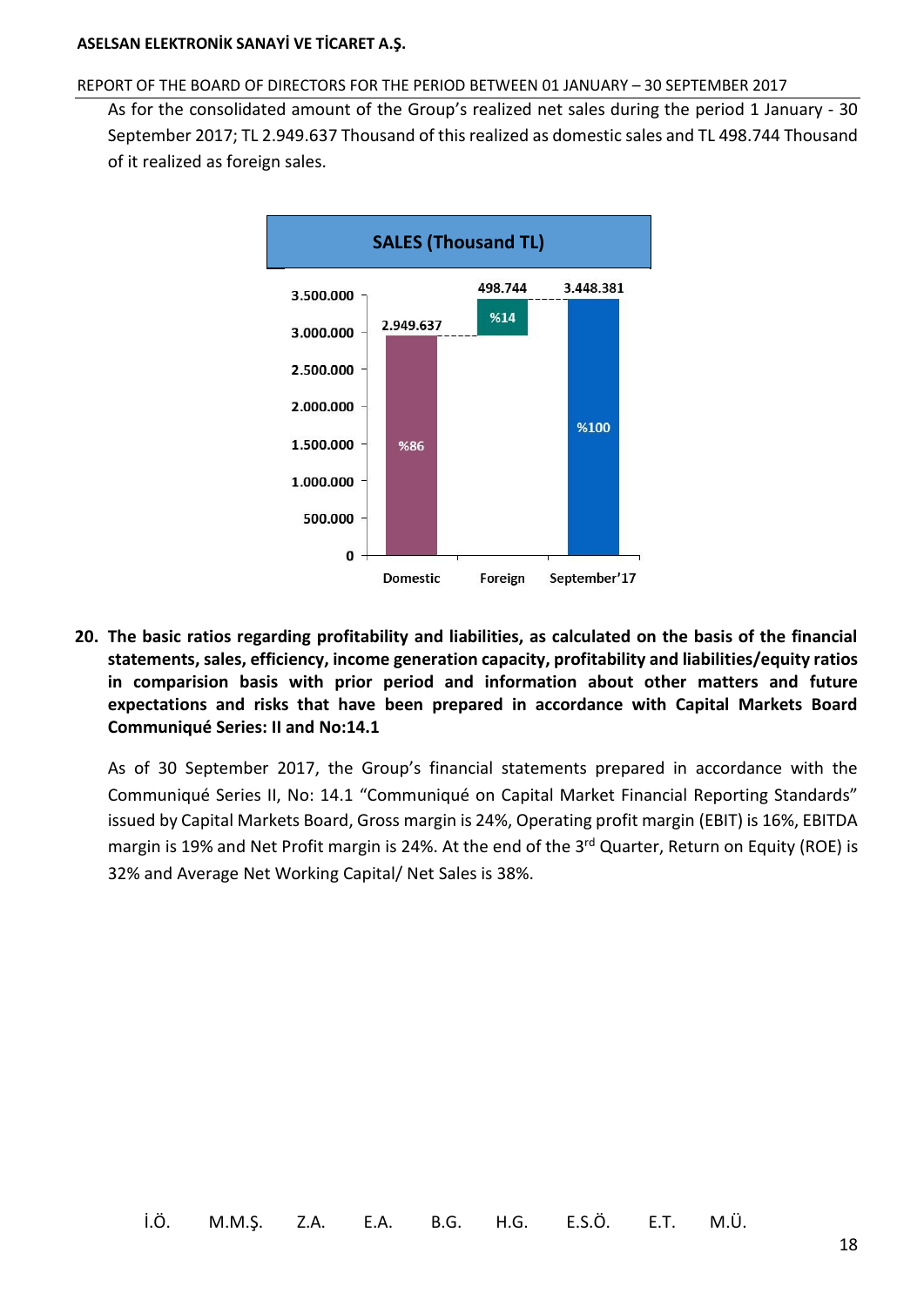As for the consolidated amount of the Group's realized net sales during the period 1 January - 30 September 2017; TL 2.949.637 Thousand of this realized as domestic sales and TL 498.744 Thousand of it realized as foreign sales.

**SALES (Thousand TL)**

| | Domestic | Foreign | September'17 |
|---|---|---|---|
| Amount | 2.949.637 | 498.744 | 3.448.381 |
| Share | %86 | %14 | %100 |

**20. The basic ratios regarding profitability and liabilities, as calculated on the basis of the financial statements, sales, efficiency, income generation capacity, profitability and liabilities/equity ratios in comparision basis with prior period and information about other matters and future expectations and risks that have been prepared in accordance with Capital Markets Board Communiqué Series: II and No:14.1**

As of 30 September 2017, the Group's financial statements prepared in accordance with the Communiqué Series II, No: 14.1 "Communiqué on Capital Market Financial Reporting Standards" issued by Capital Markets Board, Gross margin is 24%, Operating profit margin (EBIT) is 16%, EBITDA margin is 19% and Net Profit margin is 24%. At the end of the 3rd Quarter, Return on Equity (ROE) is 32% and Average Net Working Capital/ Net Sales is 38%.

İ.Ö. M.M.Ş. Z.A. E.A. B.G. H.G. E.S.Ö. E.T. M.Ü.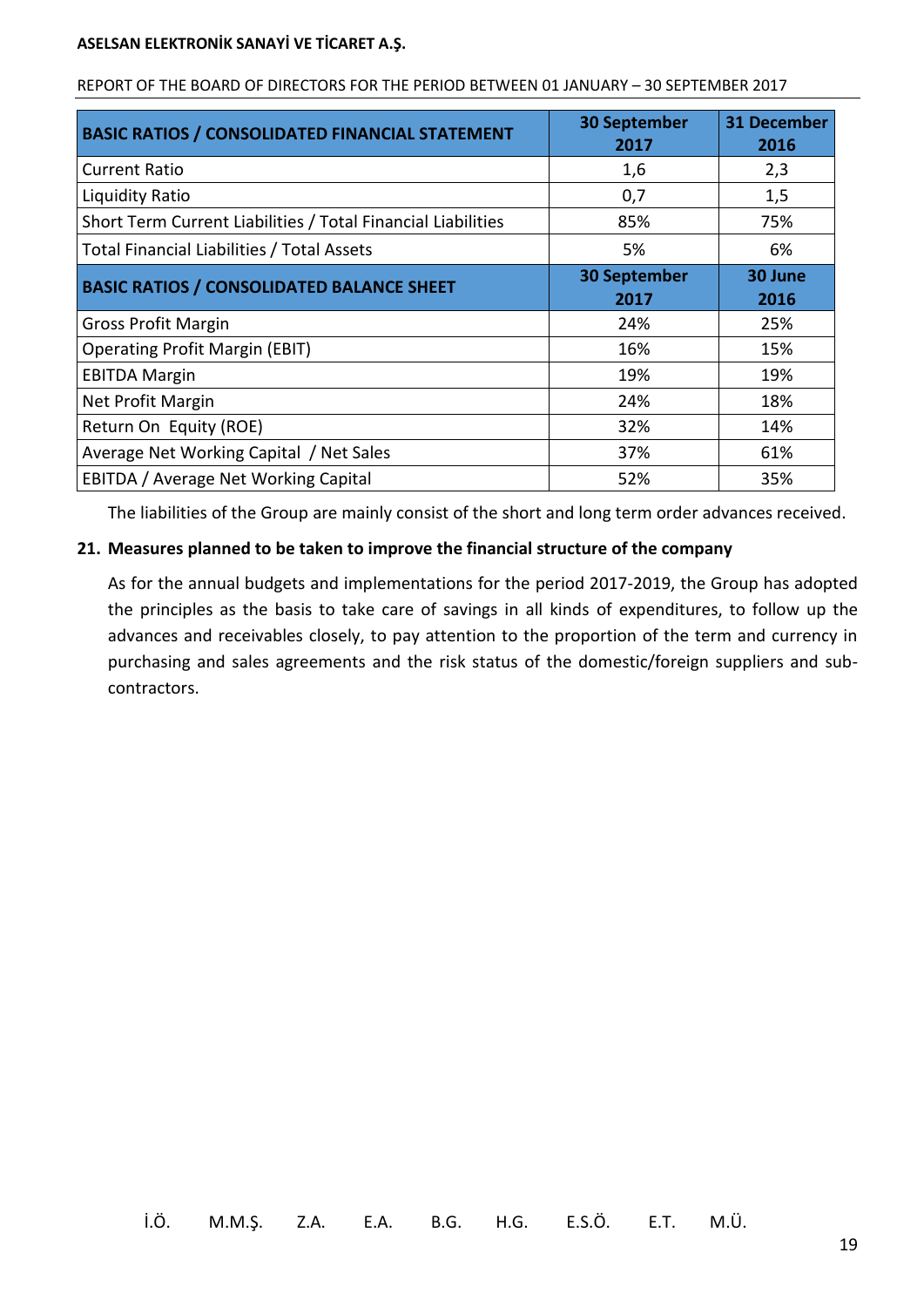| BASIC RATIOS / CONSOLIDATED FINANCIAL STATEMENT | 30 September 2017 | 31 December 2016 |
| --- | --- | --- |
| Current Ratio | 1,6 | 2,3 |
| Liquidity Ratio | 0,7 | 1,5 |
| Short Term Current Liabilities / Total Financial Liabilities | 85% | 75% |
| Total Financial Liabilities / Total Assets | 5% | 6% |
| **BASIC RATIOS / CONSOLIDATED BALANCE SHEET** | **30 September 2017** | **30 June 2016** |
| Gross Profit Margin | 24% | 25% |
| Operating Profit Margin (EBIT) | 16% | 15% |
| EBITDA Margin | 19% | 19% |
| Net Profit Margin | 24% | 18% |
| Return On Equity (ROE) | 32% | 14% |
| Average Net Working Capital / Net Sales | 37% | 61% |
| EBITDA / Average Net Working Capital | 52% | 35% |

The liabilities of the Group are mainly consist of the short and long term order advances received.

## 21. Measures planned to be taken to improve the financial structure of the company

As for the annual budgets and implementations for the period 2017-2019, the Group has adopted the principles as the basis to take care of savings in all kinds of expenditures, to follow up the advances and receivables closely, to pay attention to the proportion of the term and currency in purchasing and sales agreements and the risk status of the domestic/foreign suppliers and sub-contractors.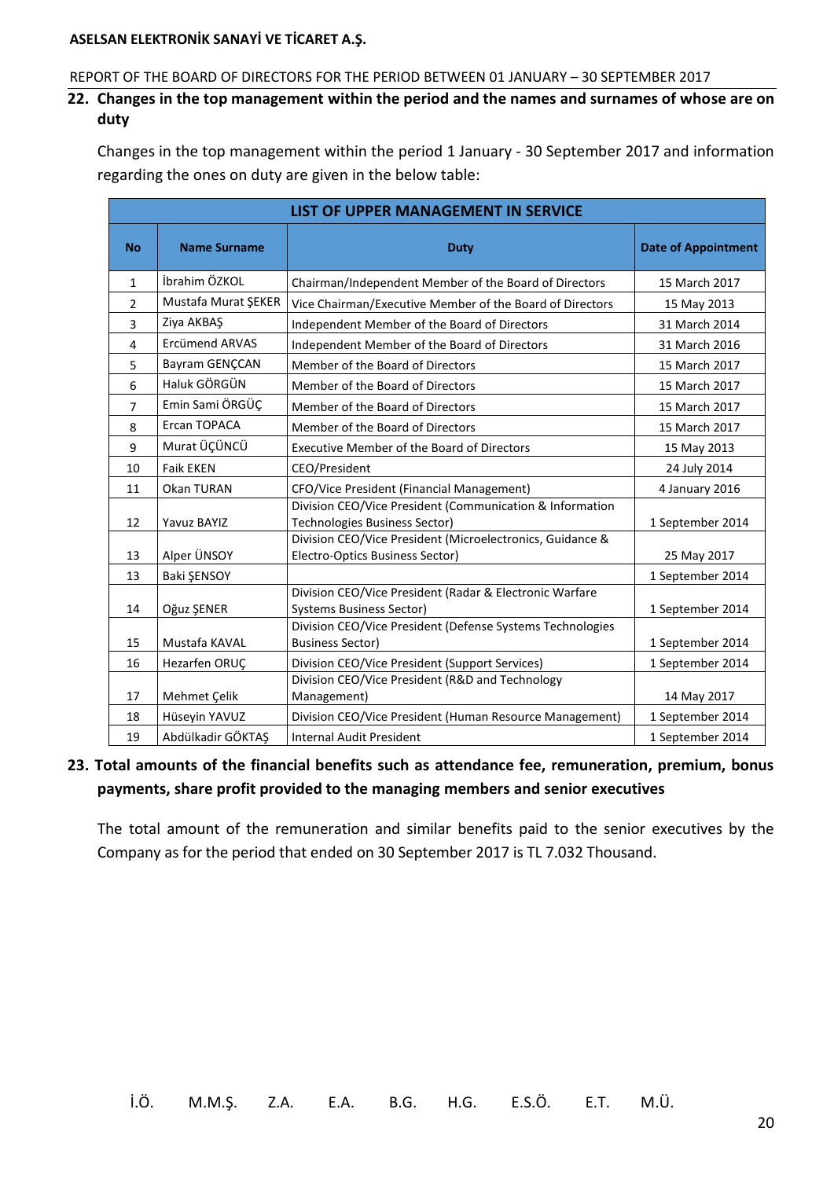## 22. Changes in the top management within the period and the names and surnames of whose are on duty

Changes in the top management within the period 1 January - 30 September 2017 and information regarding the ones on duty are given in the below table:

| LIST OF UPPER MANAGEMENT IN SERVICE | | | |
|---|---|---|---|
| **No** | **Name Surname** | **Duty** | **Date of Appointment** |
| 1 | İbrahim ÖZKOL | Chairman/Independent Member of the Board of Directors | 15 March 2017 |
| 2 | Mustafa Murat ŞEKER | Vice Chairman/Executive Member of the Board of Directors | 15 May 2013 |
| 3 | Ziya AKBAŞ | Independent Member of the Board of Directors | 31 March 2014 |
| 4 | Ercümend ARVAS | Independent Member of the Board of Directors | 31 March 2016 |
| 5 | Bayram GENÇCAN | Member of the Board of Directors | 15 March 2017 |
| 6 | Haluk GÖRGÜN | Member of the Board of Directors | 15 March 2017 |
| 7 | Emin Sami ÖRGÜÇ | Member of the Board of Directors | 15 March 2017 |
| 8 | Ercan TOPACA | Member of the Board of Directors | 15 March 2017 |
| 9 | Murat ÜÇÜNCÜ | Executive Member of the Board of Directors | 15 May 2013 |
| 10 | Faik EKEN | CEO/President | 24 July 2014 |
| 11 | Okan TURAN | CFO/Vice President (Financial Management) | 4 January 2016 |
| 12 | Yavuz BAYIZ | Division CEO/Vice President (Communication & Information Technologies Business Sector) | 1 September 2014 |
| 13 | Alper ÜNSOY | Division CEO/Vice President (Microelectronics, Guidance & Electro-Optics Business Sector) | 25 May 2017 |
| 13 | Baki ŞENSOY | | 1 September 2014 |
| 14 | Oğuz ŞENER | Division CEO/Vice President (Radar & Electronic Warfare Systems Business Sector) | 1 September 2014 |
| 15 | Mustafa KAVAL | Division CEO/Vice President (Defense Systems Technologies Business Sector) | 1 September 2014 |
| 16 | Hezarfen ORUÇ | Division CEO/Vice President (Support Services) | 1 September 2014 |
| 17 | Mehmet Çelik | Division CEO/Vice President (R&D and Technology Management) | 14 May 2017 |
| 18 | Hüseyin YAVUZ | Division CEO/Vice President (Human Resource Management) | 1 September 2014 |
| 19 | Abdülkadir GÖKTAŞ | Internal Audit President | 1 September 2014 |

## 23. Total amounts of the financial benefits such as attendance fee, remuneration, premium, bonus payments, share profit provided to the managing members and senior executives

The total amount of the remuneration and similar benefits paid to the senior executives by the Company as for the period that ended on 30 September 2017 is TL 7.032 Thousand.

İ.Ö. M.M.Ş. Z.A. E.A. B.G. H.G. E.S.Ö. E.T. M.Ü.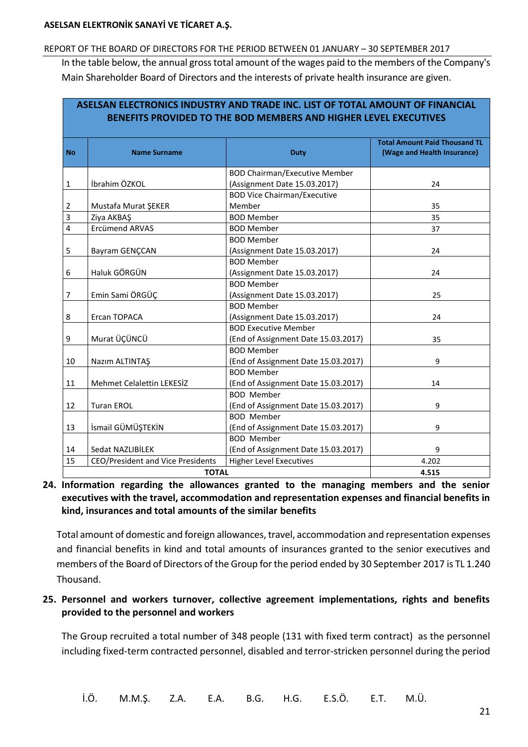In the table below, the annual gross total amount of the wages paid to the members of the Company's Main Shareholder Board of Directors and the interests of private health insurance are given.

| ASELSAN ELECTRONICS INDUSTRY AND TRADE INC. LIST OF TOTAL AMOUNT OF FINANCIAL BENEFITS PROVIDED TO THE BOD MEMBERS AND HIGHER LEVEL EXECUTIVES | | | |
|---|---|---|---|
| **No** | **Name Surname** | **Duty** | **Total Amount Paid Thousand TL (Wage and Health Insurance)** |
| 1 | İbrahim ÖZKOL | BOD Chairman/Executive Member (Assignment Date 15.03.2017) | 24 |
| 2 | Mustafa Murat ŞEKER | BOD Vice Chairman/Executive Member | 35 |
| 3 | Ziya AKBAŞ | BOD Member | 35 |
| 4 | Ercümend ARVAS | BOD Member | 37 |
| 5 | Bayram GENÇCAN | BOD Member (Assignment Date 15.03.2017) | 24 |
| 6 | Haluk GÖRGÜN | BOD Member (Assignment Date 15.03.2017) | 24 |
| 7 | Emin Sami ÖRGÜÇ | BOD Member (Assignment Date 15.03.2017) | 25 |
| 8 | Ercan TOPACA | BOD Member (Assignment Date 15.03.2017) | 24 |
| 9 | Murat ÜÇÜNCÜ | BOD Executive Member (End of Assignment Date 15.03.2017) | 35 |
| 10 | Nazım ALTINTAŞ | BOD Member (End of Assignment Date 15.03.2017) | 9 |
| 11 | Mehmet Celalettin LEKESİZ | BOD Member (End of Assignment Date 15.03.2017) | 14 |
| 12 | Turan EROL | BOD Member (End of Assignment Date 15.03.2017) | 9 |
| 13 | İsmail GÜMÜŞTEKİN | BOD Member (End of Assignment Date 15.03.2017) | 9 |
| 14 | Sedat NAZLIBİLEK | BOD Member (End of Assignment Date 15.03.2017) | 9 |
| 15 | CEO/President and Vice Presidents | Higher Level Executives | 4.202 |
| **TOTAL** | | | **4.515** |

**24. Information regarding the allowances granted to the managing members and the senior executives with the travel, accommodation and representation expenses and financial benefits in kind, insurances and total amounts of the similar benefits**

Total amount of domestic and foreign allowances, travel, accommodation and representation expenses and financial benefits in kind and total amounts of insurances granted to the senior executives and members of the Board of Directors of the Group for the period ended by 30 September 2017 is TL 1.240 Thousand.

**25. Personnel and workers turnover, collective agreement implementations, rights and benefits provided to the personnel and workers**

The Group recruited a total number of 348 people (131 with fixed term contract) as the personnel including fixed-term contracted personnel, disabled and terror-stricken personnel during the period

İ.Ö. M.M.Ş. Z.A. E.A. B.G. H.G. E.S.Ö. E.T. M.Ü.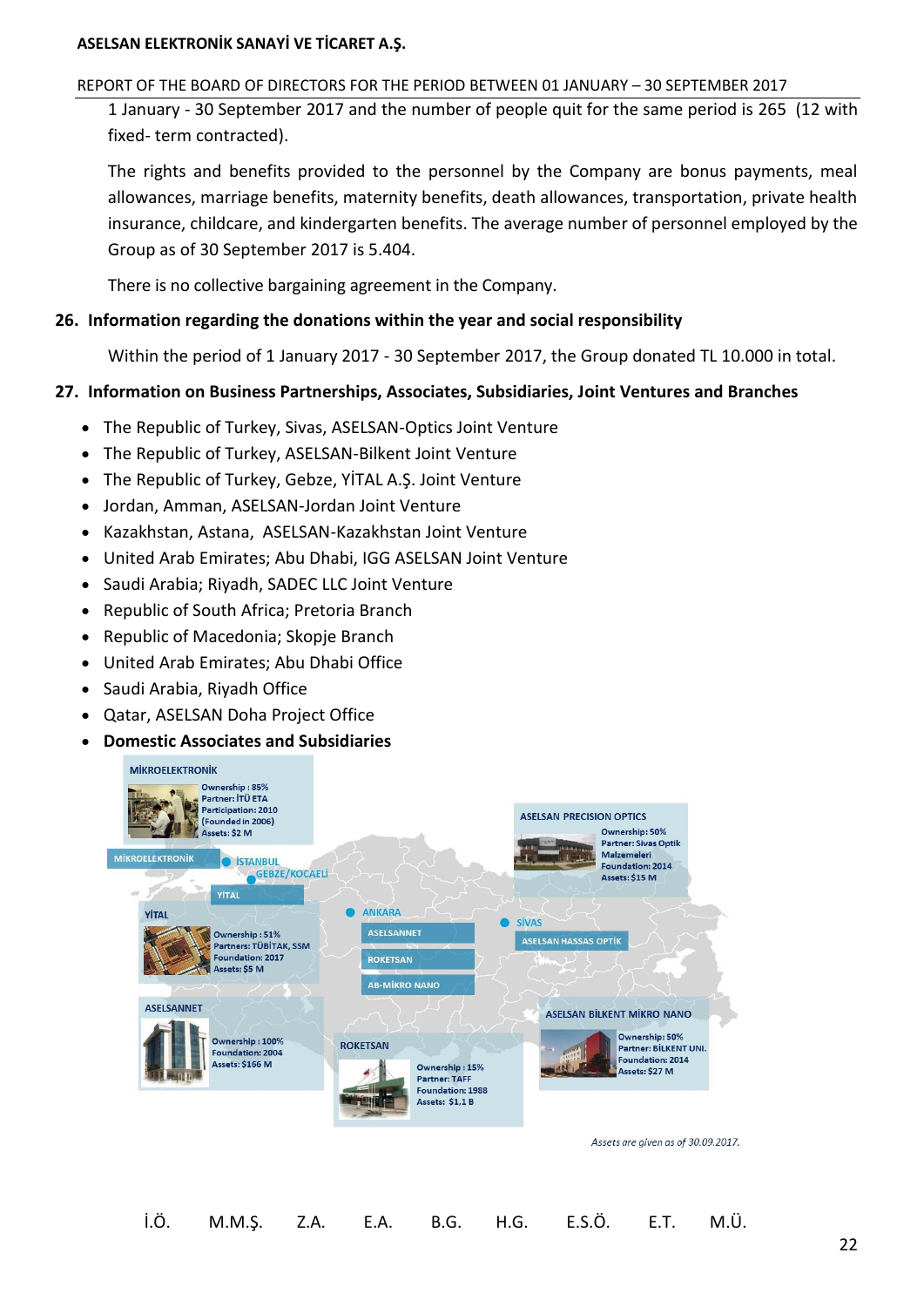1 January - 30 September 2017 and the number of people quit for the same period is 265 (12 with fixed- term contracted).

The rights and benefits provided to the personnel by the Company are bonus payments, meal allowances, marriage benefits, maternity benefits, death allowances, transportation, private health insurance, childcare, and kindergarten benefits. The average number of personnel employed by the Group as of 30 September 2017 is 5.404.

There is no collective bargaining agreement in the Company.

## 26. Information regarding the donations within the year and social responsibility

Within the period of 1 January 2017 - 30 September 2017, the Group donated TL 10.000 in total.

## 27. Information on Business Partnerships, Associates, Subsidiaries, Joint Ventures and Branches

- The Republic of Turkey, Sivas, ASELSAN-Optics Joint Venture
- The Republic of Turkey, ASELSAN-Bilkent Joint Venture
- The Republic of Turkey, Gebze, YİTAL A.Ş. Joint Venture
- Jordan, Amman, ASELSAN-Jordan Joint Venture
- Kazakhstan, Astana, ASELSAN-Kazakhstan Joint Venture
- United Arab Emirates; Abu Dhabi, IGG ASELSAN Joint Venture
- Saudi Arabia; Riyadh, SADEC LLC Joint Venture
- Republic of South Africa; Pretoria Branch
- Republic of Macedonia; Skopje Branch
- United Arab Emirates; Abu Dhabi Office
- Saudi Arabia, Riyadh Office
- Qatar, ASELSAN Doha Project Office
- **Domestic Associates and Subsidiaries**

**İSTANBUL:** MİKROELEKTRONİK
**GEBZE/KOCAELİ:** YİTAL
**ANKARA:** ASELSANNET, ROKETSAN, AB-MİKRO NANO
**SİVAS:** ASELSAN HASSAS OPTİK

**MİKROELEKTRONİK**
Ownership : 85%
Partner: İTÜ ETA
Participation: 2010
(Founded in 2006)
Assets: $2 M

**YİTAL**
Ownership : 51%
Partners: TÜBİTAK, SSM
Foundation: 2017
Assets: $5 M

**ASELSANNET**
Ownership : 100%
Foundation: 2004
Assets: $166 M

**ROKETSAN**
Ownership : 15%
Partner: TAFF
Foundation: 1988
Assets: $1,1 B

**ASELSAN PRECISION OPTICS**
Ownership: 50%
Partner: Sivas Optik Malzemeleri
Foundation: 2014
Assets: $15 M

**ASELSAN BİLKENT MİKRO NANO**
Ownership: 50%
Partner: BİLKENT UNI.
Foundation: 2014
Assets: $27 M

*Assets are given as of 30.09.2017.*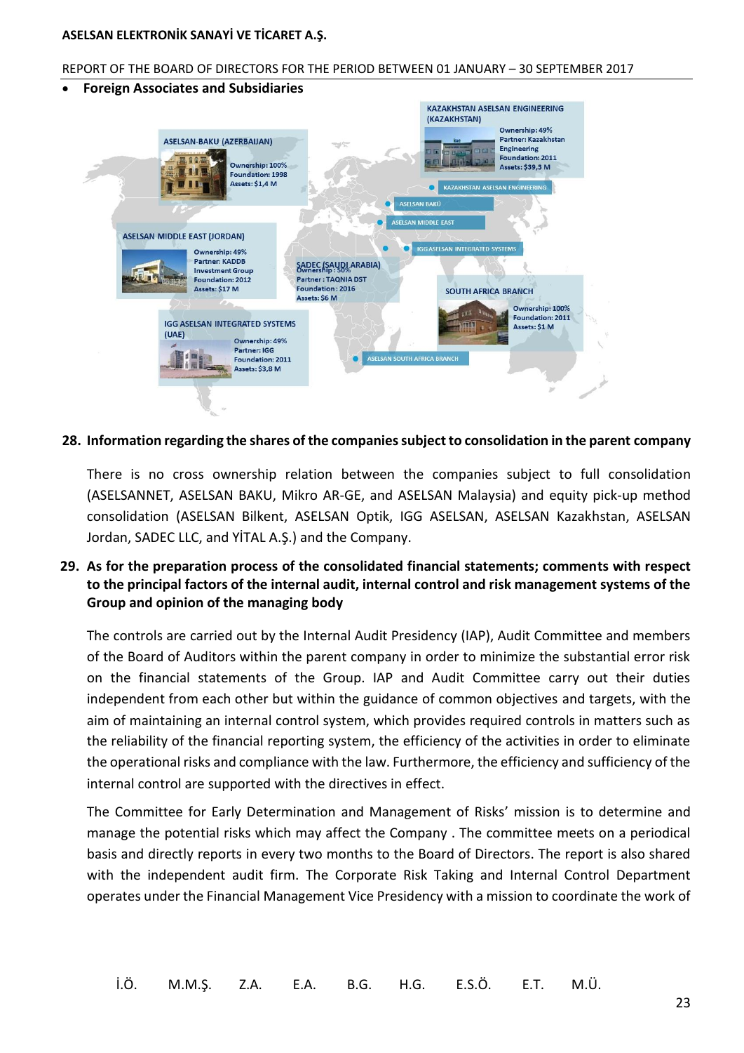- **Foreign Associates and Subsidiaries**

ASELSAN-BAKU (AZERBAIJAN)
Ownership: 100%
Foundation: 1998
Assets: $1,4 M

KAZAKHSTAN ASELSAN ENGINEERING (KAZAKHSTAN)
Ownership: 49%
Partner: Kazakhstan Engineering
Foundation: 2011
Assets: $39,3 M

ASELSAN MIDDLE EAST (JORDAN)
Ownership: 49%
Partner: KADDB Investment Group
Foundation: 2012
Assets: $17 M

SADEC (SAUDI ARABIA)
Ownership : 50%
Partner : TAQNIA DST
Foundation : 2016
Assets: $6 M

SOUTH AFRICA BRANCH
Ownership: 100%
Foundation: 2011
Assets: $1 M

IGG ASELSAN INTEGRATED SYSTEMS (UAE)
Ownership: 49%
Partner: IGG
Foundation: 2011
Assets: $3,8 M

KAZAKHSTAN ASELSAN ENGINEERING

ASELSAN BAKÜ

ASELSAN MIDDLE EAST

IGG ASELSAN INTEGRATED SYSTEMS

ASELSAN SOUTH AFRICA BRANCH

## 28. Information regarding the shares of the companies subject to consolidation in the parent company

There is no cross ownership relation between the companies subject to full consolidation (ASELSANNET, ASELSAN BAKU, Mikro AR-GE, and ASELSAN Malaysia) and equity pick-up method consolidation (ASELSAN Bilkent, ASELSAN Optik, IGG ASELSAN, ASELSAN Kazakhstan, ASELSAN Jordan, SADEC LLC, and YİTAL A.Ş.) and the Company.

## 29. As for the preparation process of the consolidated financial statements; comments with respect to the principal factors of the internal audit, internal control and risk management systems of the Group and opinion of the managing body

The controls are carried out by the Internal Audit Presidency (IAP), Audit Committee and members of the Board of Auditors within the parent company in order to minimize the substantial error risk on the financial statements of the Group. IAP and Audit Committee carry out their duties independent from each other but within the guidance of common objectives and targets, with the aim of maintaining an internal control system, which provides required controls in matters such as the reliability of the financial reporting system, the efficiency of the activities in order to eliminate the operational risks and compliance with the law. Furthermore, the efficiency and sufficiency of the internal control are supported with the directives in effect.

The Committee for Early Determination and Management of Risks' mission is to determine and manage the potential risks which may affect the Company . The committee meets on a periodical basis and directly reports in every two months to the Board of Directors. The report is also shared with the independent audit firm. The Corporate Risk Taking and Internal Control Department operates under the Financial Management Vice Presidency with a mission to coordinate the work of

İ.Ö. M.M.Ş. Z.A. E.A. B.G. H.G. E.S.Ö. E.T. M.Ü.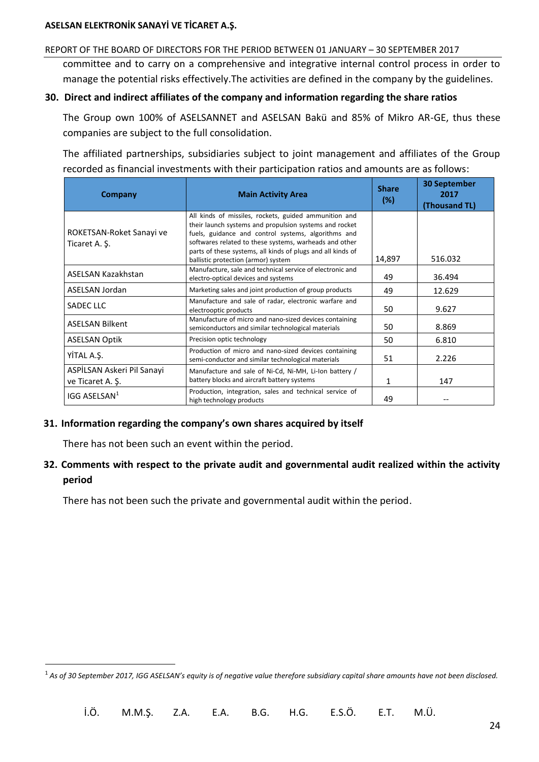committee and to carry on a comprehensive and integrative internal control process in order to manage the potential risks effectively.The activities are defined in the company by the guidelines.

## 30. Direct and indirect affiliates of the company and information regarding the share ratios

The Group own 100% of ASELSANNET and ASELSAN Bakü and 85% of Mikro AR-GE, thus these companies are subject to the full consolidation.

The affiliated partnerships, subsidiaries subject to joint management and affiliates of the Group recorded as financial investments with their participation ratios and amounts are as follows:

| Company | Main Activity Area | Share (%) | 30 September 2017 (Thousand TL) |
|---|---|---|---|
| ROKETSAN-Roket Sanayi ve Ticaret A. Ş. | All kinds of missiles, rockets, guided ammunition and their launch systems and propulsion systems and rocket fuels, guidance and control systems, algorithms and softwares related to these systems, warheads and other parts of these systems, all kinds of plugs and all kinds of ballistic protection (armor) system | 14,897 | 516.032 |
| ASELSAN Kazakhstan | Manufacture, sale and technical service of electronic and electro-optical devices and systems | 49 | 36.494 |
| ASELSAN Jordan | Marketing sales and joint production of group products | 49 | 12.629 |
| SADEC LLC | Manufacture and sale of radar, electronic warfare and electrooptic products | 50 | 9.627 |
| ASELSAN Bilkent | Manufacture of micro and nano-sized devices containing semiconductors and similar technological materials | 50 | 8.869 |
| ASELSAN Optik | Precision optic technology | 50 | 6.810 |
| YİTAL A.Ş. | Production of micro and nano-sized devices containing semi-conductor and similar technological materials | 51 | 2.226 |
| ASPİLSAN Askeri Pil Sanayi ve Ticaret A. Ş. | Manufacture and sale of Ni-Cd, Ni-MH, Li-Ion battery / battery blocks and aircraft battery systems | 1 | 147 |
| IGG ASELSAN[1] | Production, integration, sales and technical service of high technology products | 49 | -- |

## 31. Information regarding the company's own shares acquired by itself

There has not been such an event within the period.

## 32. Comments with respect to the private audit and governmental audit realized within the activity period

There has not been such the private and governmental audit within the period.

[1] *As of 30 September 2017, IGG ASELSAN's equity is of negative value therefore subsidiary capital share amounts have not been disclosed.*

İ.Ö. M.M.Ş. Z.A. E.A. B.G. H.G. E.S.Ö. E.T. M.Ü.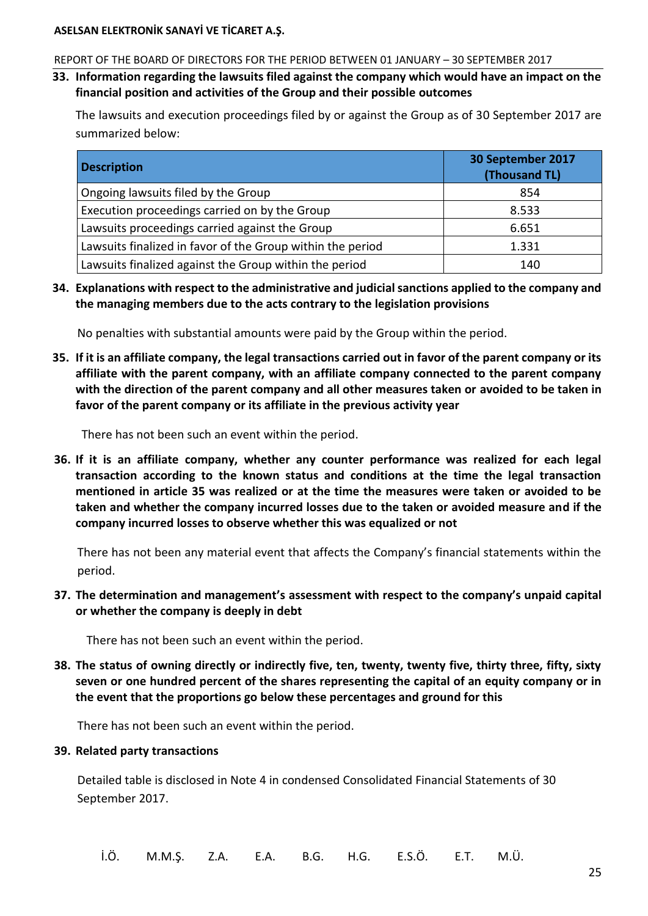**33. Information regarding the lawsuits filed against the company which would have an impact on the financial position and activities of the Group and their possible outcomes**

The lawsuits and execution proceedings filed by or against the Group as of 30 September 2017 are summarized below:

| Description | 30 September 2017 (Thousand TL) |
|---|---|
| Ongoing lawsuits filed by the Group | 854 |
| Execution proceedings carried on by the Group | 8.533 |
| Lawsuits proceedings carried against the Group | 6.651 |
| Lawsuits finalized in favor of the Group within the period | 1.331 |
| Lawsuits finalized against the Group within the period | 140 |

**34. Explanations with respect to the administrative and judicial sanctions applied to the company and the managing members due to the acts contrary to the legislation provisions**

No penalties with substantial amounts were paid by the Group within the period.

**35. If it is an affiliate company, the legal transactions carried out in favor of the parent company or its affiliate with the parent company, with an affiliate company connected to the parent company with the direction of the parent company and all other measures taken or avoided to be taken in favor of the parent company or its affiliate in the previous activity year**

There has not been such an event within the period.

**36. If it is an affiliate company, whether any counter performance was realized for each legal transaction according to the known status and conditions at the time the legal transaction mentioned in article 35 was realized or at the time the measures were taken or avoided to be taken and whether the company incurred losses due to the taken or avoided measure and if the company incurred losses to observe whether this was equalized or not**

There has not been any material event that affects the Company's financial statements within the period.

**37. The determination and management's assessment with respect to the company's unpaid capital or whether the company is deeply in debt**

There has not been such an event within the period.

**38. The status of owning directly or indirectly five, ten, twenty, twenty five, thirty three, fifty, sixty seven or one hundred percent of the shares representing the capital of an equity company or in the event that the proportions go below these percentages and ground for this**

There has not been such an event within the period.

**39. Related party transactions**

Detailed table is disclosed in Note 4 in condensed Consolidated Financial Statements of 30 September 2017.

İ.Ö. M.M.Ş. Z.A. E.A. B.G. H.G. E.S.Ö. E.T. M.Ü.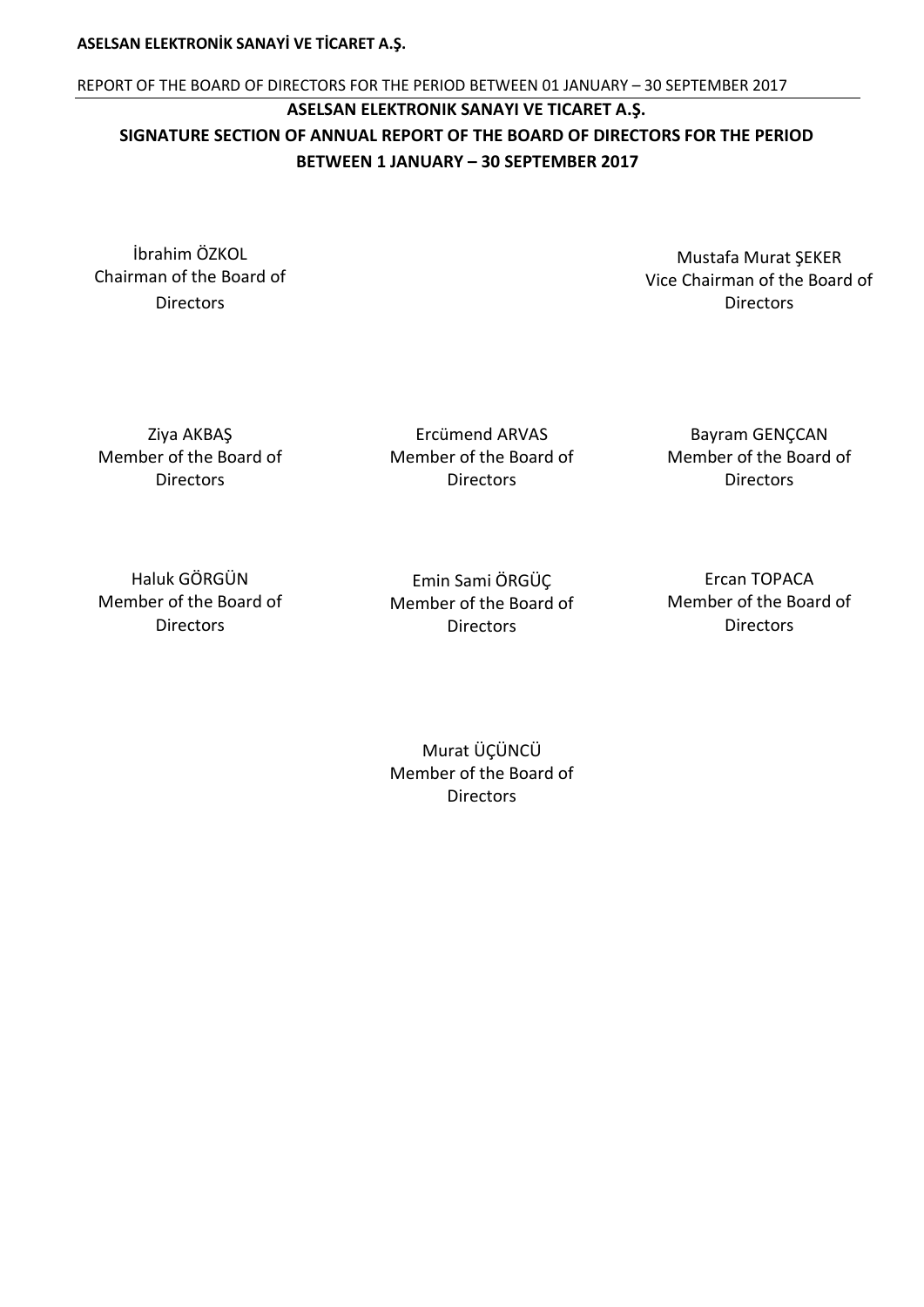## ASELSAN ELEKTRONIK SANAYI VE TICARET A.Ş.

## SIGNATURE SECTION OF ANNUAL REPORT OF THE BOARD OF DIRECTORS FOR THE PERIOD BETWEEN 1 JANUARY – 30 SEPTEMBER 2017

İbrahim ÖZKOL
Chairman of the Board of Directors

Mustafa Murat ŞEKER
Vice Chairman of the Board of Directors

Ziya AKBAŞ
Member of the Board of Directors

Ercümend ARVAS
Member of the Board of Directors

Bayram GENÇCAN
Member of the Board of Directors

Haluk GÖRGÜN
Member of the Board of Directors

Emin Sami ÖRGÜÇ
Member of the Board of Directors

Ercan TOPACA
Member of the Board of Directors

Murat ÜÇÜNCÜ
Member of the Board of Directors